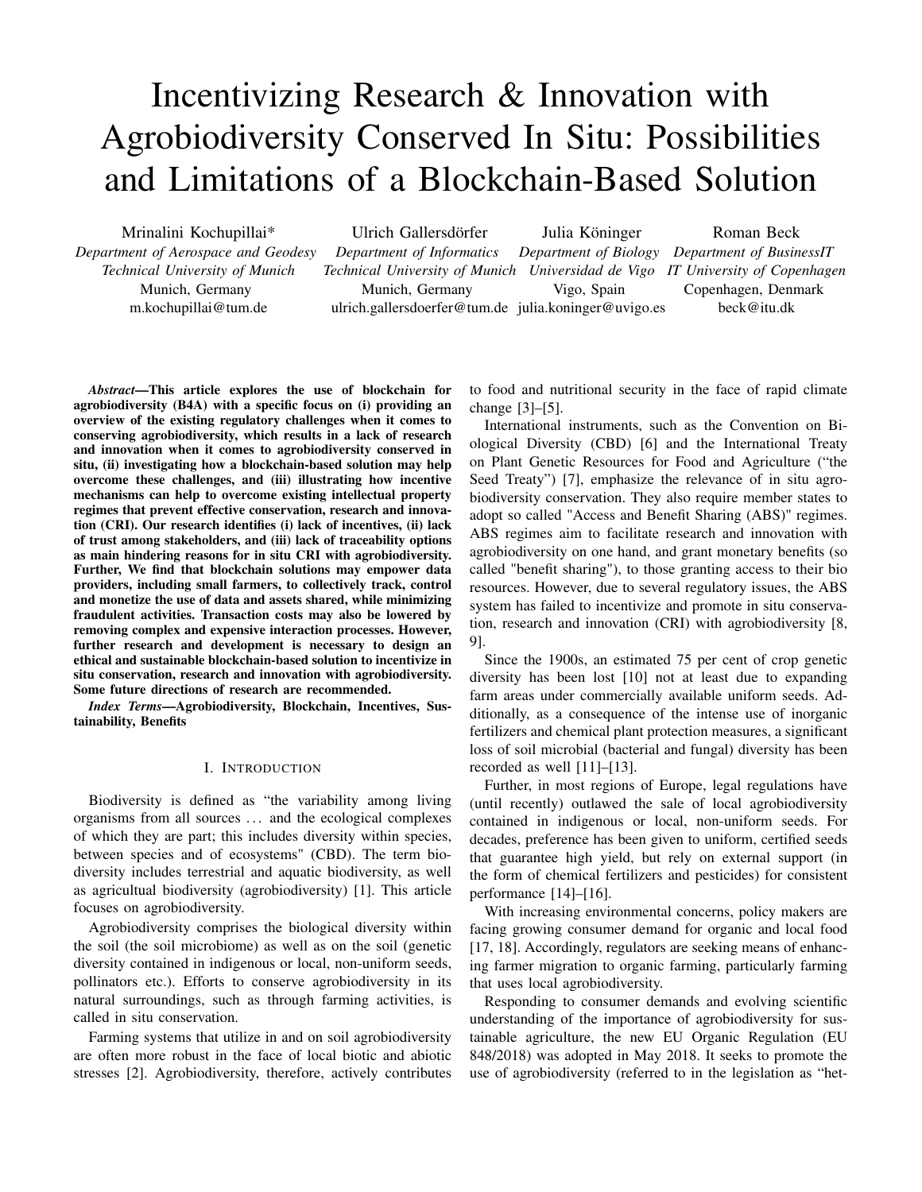# Incentivizing Research & Innovation with Agrobiodiversity Conserved In Situ: Possibilities and Limitations of a Blockchain-Based Solution

Mrinalini Kochupillai*
*Department of Aerospace and Geodesy*
*Technical University of Munich*
Munich, Germany
m.kochupillai@tum.de

Ulrich Gallersdörfer
*Department of Informatics*
*Technical University of Munich*
Munich, Germany
ulrich.gallersdoerfer@tum.de

Julia Köninger
*Department of Biology*
*Universidad de Vigo*
Vigo, Spain
julia.koninger@uvigo.es

Roman Beck
*Department of BusinessIT*
*IT University of Copenhagen*
Copenhagen, Denmark
beck@itu.dk

***Abstract*—This article explores the use of blockchain for agrobiodiversity (B4A) with a specific focus on (i) providing an overview of the existing regulatory challenges when it comes to conserving agrobiodiversity, which results in a lack of research and innovation when it comes to agrobiodiversity conserved in situ, (ii) investigating how a blockchain-based solution may help overcome these challenges, and (iii) illustrating how incentive mechanisms can help to overcome existing intellectual property regimes that prevent effective conservation, research and innovation (CRI). Our research identifies (i) lack of incentives, (ii) lack of trust among stakeholders, and (iii) lack of traceability options as main hindering reasons for in situ CRI with agrobiodiversity. Further, We find that blockchain solutions may empower data providers, including small farmers, to collectively track, control and monetize the use of data and assets shared, while minimizing fraudulent activities. Transaction costs may also be lowered by removing complex and expensive interaction processes. However, further research and development is necessary to design an ethical and sustainable blockchain-based solution to incentivize in situ conservation, research and innovation with agrobiodiversity. Some future directions of research are recommended.**

***Index Terms*—Agrobiodiversity, Blockchain, Incentives, Sustainability, Benefits**

## I. Introduction

Biodiversity is defined as "the variability among living organisms from all sources ... and the ecological complexes of which they are part; this includes diversity within species, between species and of ecosystems" (CBD). The term biodiversity includes terrestrial and aquatic biodiversity, as well as agricultual biodiversity (agrobiodiversity) [1]. This article focuses on agrobiodiversity.

Agrobiodiversity comprises the biological diversity within the soil (the soil microbiome) as well as on the soil (genetic diversity contained in indigenous or local, non-uniform seeds, pollinators etc.). Efforts to conserve agrobiodiversity in its natural surroundings, such as through farming activities, is called in situ conservation.

Farming systems that utilize in and on soil agrobiodiversity are often more robust in the face of local biotic and abiotic stresses [2]. Agrobiodiversity, therefore, actively contributes to food and nutritional security in the face of rapid climate change [3]–[5].

International instruments, such as the Convention on Biological Diversity (CBD) [6] and the International Treaty on Plant Genetic Resources for Food and Agriculture ("the Seed Treaty") [7], emphasize the relevance of in situ agrobiodiversity conservation. They also require member states to adopt so called "Access and Benefit Sharing (ABS)" regimes. ABS regimes aim to facilitate research and innovation with agrobiodiversity on one hand, and grant monetary benefits (so called "benefit sharing"), to those granting access to their bio resources. However, due to several regulatory issues, the ABS system has failed to incentivize and promote in situ conservation, research and innovation (CRI) with agrobiodiversity [8, 9].

Since the 1900s, an estimated 75 per cent of crop genetic diversity has been lost [10] not at least due to expanding farm areas under commercially available uniform seeds. Additionally, as a consequence of the intense use of inorganic fertilizers and chemical plant protection measures, a significant loss of soil microbial (bacterial and fungal) diversity has been recorded as well [11]–[13].

Further, in most regions of Europe, legal regulations have (until recently) outlawed the sale of local agrobiodiversity contained in indigenous or local, non-uniform seeds. For decades, preference has been given to uniform, certified seeds that guarantee high yield, but rely on external support (in the form of chemical fertilizers and pesticides) for consistent performance [14]–[16].

With increasing environmental concerns, policy makers are facing growing consumer demand for organic and local food [17, 18]. Accordingly, regulators are seeking means of enhancing farmer migration to organic farming, particularly farming that uses local agrobiodiversity.

Responding to consumer demands and evolving scientific understanding of the importance of agrobiodiversity for sustainable agriculture, the new EU Organic Regulation (EU 848/2018) was adopted in May 2018. It seeks to promote the use of agrobiodiversity (referred to in the legislation as "het-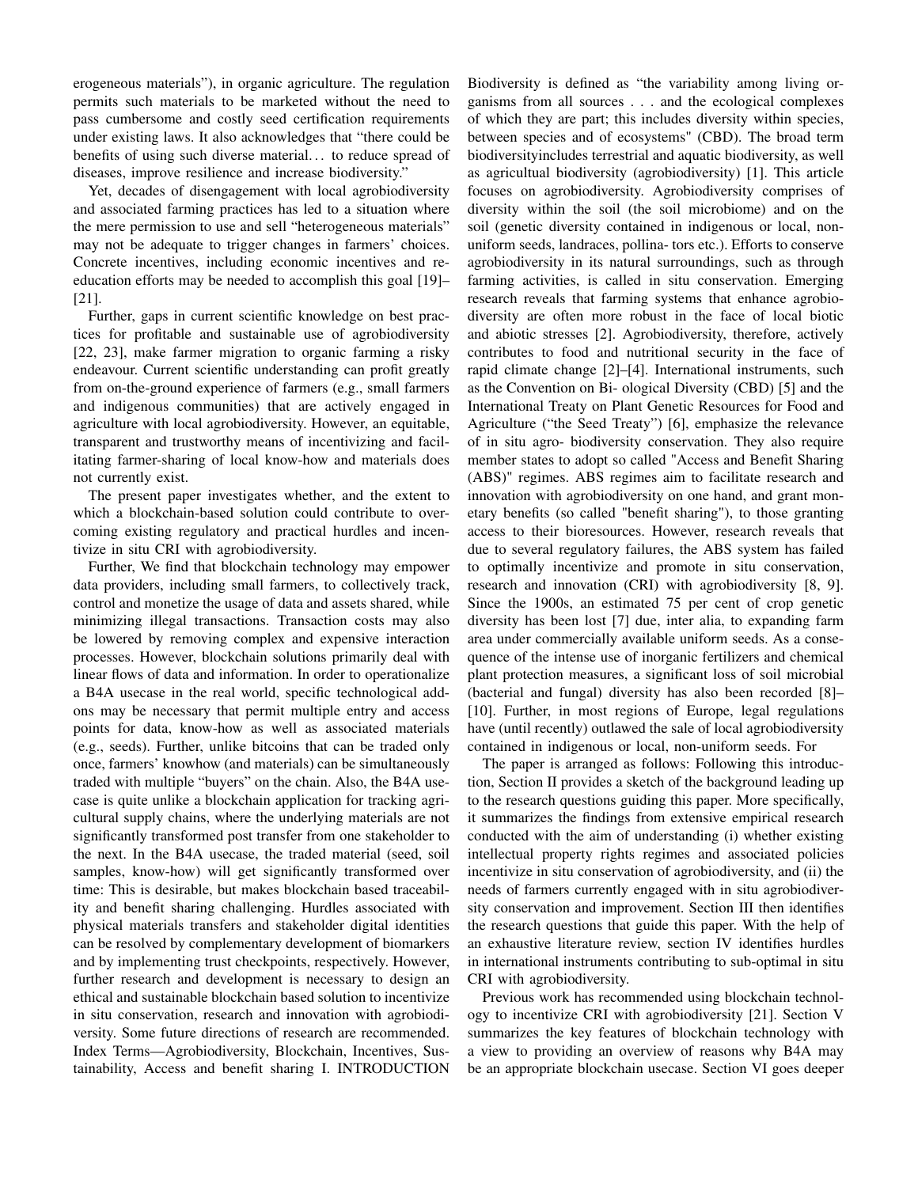erogeneous materials"), in organic agriculture. The regulation permits such materials to be marketed without the need to pass cumbersome and costly seed certification requirements under existing laws. It also acknowledges that "there could be benefits of using such diverse material… to reduce spread of diseases, improve resilience and increase biodiversity."

Yet, decades of disengagement with local agrobiodiversity and associated farming practices has led to a situation where the mere permission to use and sell "heterogeneous materials" may not be adequate to trigger changes in farmers' choices. Concrete incentives, including economic incentives and re-education efforts may be needed to accomplish this goal [19]–[21].

Further, gaps in current scientific knowledge on best practices for profitable and sustainable use of agrobiodiversity [22, 23], make farmer migration to organic farming a risky endeavour. Current scientific understanding can profit greatly from on-the-ground experience of farmers (e.g., small farmers and indigenous communities) that are actively engaged in agriculture with local agrobiodiversity. However, an equitable, transparent and trustworthy means of incentivizing and facilitating farmer-sharing of local know-how and materials does not currently exist.

The present paper investigates whether, and the extent to which a blockchain-based solution could contribute to overcoming existing regulatory and practical hurdles and incentivize in situ CRI with agrobiodiversity.

Further, We find that blockchain technology may empower data providers, including small farmers, to collectively track, control and monetize the usage of data and assets shared, while minimizing illegal transactions. Transaction costs may also be lowered by removing complex and expensive interaction processes. However, blockchain solutions primarily deal with linear flows of data and information. In order to operationalize a B4A usecase in the real world, specific technological add-ons may be necessary that permit multiple entry and access points for data, know-how as well as associated materials (e.g., seeds). Further, unlike bitcoins that can be traded only once, farmers' knowhow (and materials) can be simultaneously traded with multiple "buyers" on the chain. Also, the B4A usecase is quite unlike a blockchain application for tracking agricultural supply chains, where the underlying materials are not significantly transformed post transfer from one stakeholder to the next. In the B4A usecase, the traded material (seed, soil samples, know-how) will get significantly transformed over time: This is desirable, but makes blockchain based traceability and benefit sharing challenging. Hurdles associated with physical materials transfers and stakeholder digital identities can be resolved by complementary development of biomarkers and by implementing trust checkpoints, respectively. However, further research and development is necessary to design an ethical and sustainable blockchain based solution to incentivize in situ conservation, research and innovation with agrobiodiversity. Some future directions of research are recommended. Index Terms—Agrobiodiversity, Blockchain, Incentives, Sustainability, Access and benefit sharing I. INTRODUCTION

Biodiversity is defined as "the variability among living organisms from all sources . . . and the ecological complexes of which they are part; this includes diversity within species, between species and of ecosystems" (CBD). The broad term biodiversityincludes terrestrial and aquatic biodiversity, as well as agricultual biodiversity (agrobiodiversity) [1]. This article focuses on agrobiodiversity. Agrobiodiversity comprises of diversity within the soil (the soil microbiome) and on the soil (genetic diversity contained in indigenous or local, non-uniform seeds, landraces, pollina- tors etc.). Efforts to conserve agrobiodiversity in its natural surroundings, such as through farming activities, is called in situ conservation. Emerging research reveals that farming systems that enhance agrobiodiversity are often more robust in the face of local biotic and abiotic stresses [2]. Agrobiodiversity, therefore, actively contributes to food and nutritional security in the face of rapid climate change [2]–[4]. International instruments, such as the Convention on Bi- ological Diversity (CBD) [5] and the International Treaty on Plant Genetic Resources for Food and Agriculture ("the Seed Treaty") [6], emphasize the relevance of in situ agro- biodiversity conservation. They also require member states to adopt so called "Access and Benefit Sharing (ABS)" regimes. ABS regimes aim to facilitate research and innovation with agrobiodiversity on one hand, and grant monetary benefits (so called "benefit sharing"), to those granting access to their bioresources. However, research reveals that due to several regulatory failures, the ABS system has failed to optimally incentivize and promote in situ conservation, research and innovation (CRI) with agrobiodiversity [8, 9]. Since the 1900s, an estimated 75 per cent of crop genetic diversity has been lost [7] due, inter alia, to expanding farm area under commercially available uniform seeds. As a consequence of the intense use of inorganic fertilizers and chemical plant protection measures, a significant loss of soil microbial (bacterial and fungal) diversity has also been recorded [8]–[10]. Further, in most regions of Europe, legal regulations have (until recently) outlawed the sale of local agrobiodiversity contained in indigenous or local, non-uniform seeds. For

The paper is arranged as follows: Following this introduction, Section II provides a sketch of the background leading up to the research questions guiding this paper. More specifically, it summarizes the findings from extensive empirical research conducted with the aim of understanding (i) whether existing intellectual property rights regimes and associated policies incentivize in situ conservation of agrobiodiversity, and (ii) the needs of farmers currently engaged with in situ agrobiodiversity conservation and improvement. Section III then identifies the research questions that guide this paper. With the help of an exhaustive literature review, section IV identifies hurdles in international instruments contributing to sub-optimal in situ CRI with agrobiodiversity.

Previous work has recommended using blockchain technology to incentivize CRI with agrobiodiversity [21]. Section V summarizes the key features of blockchain technology with a view to providing an overview of reasons why B4A may be an appropriate blockchain usecase. Section VI goes deeper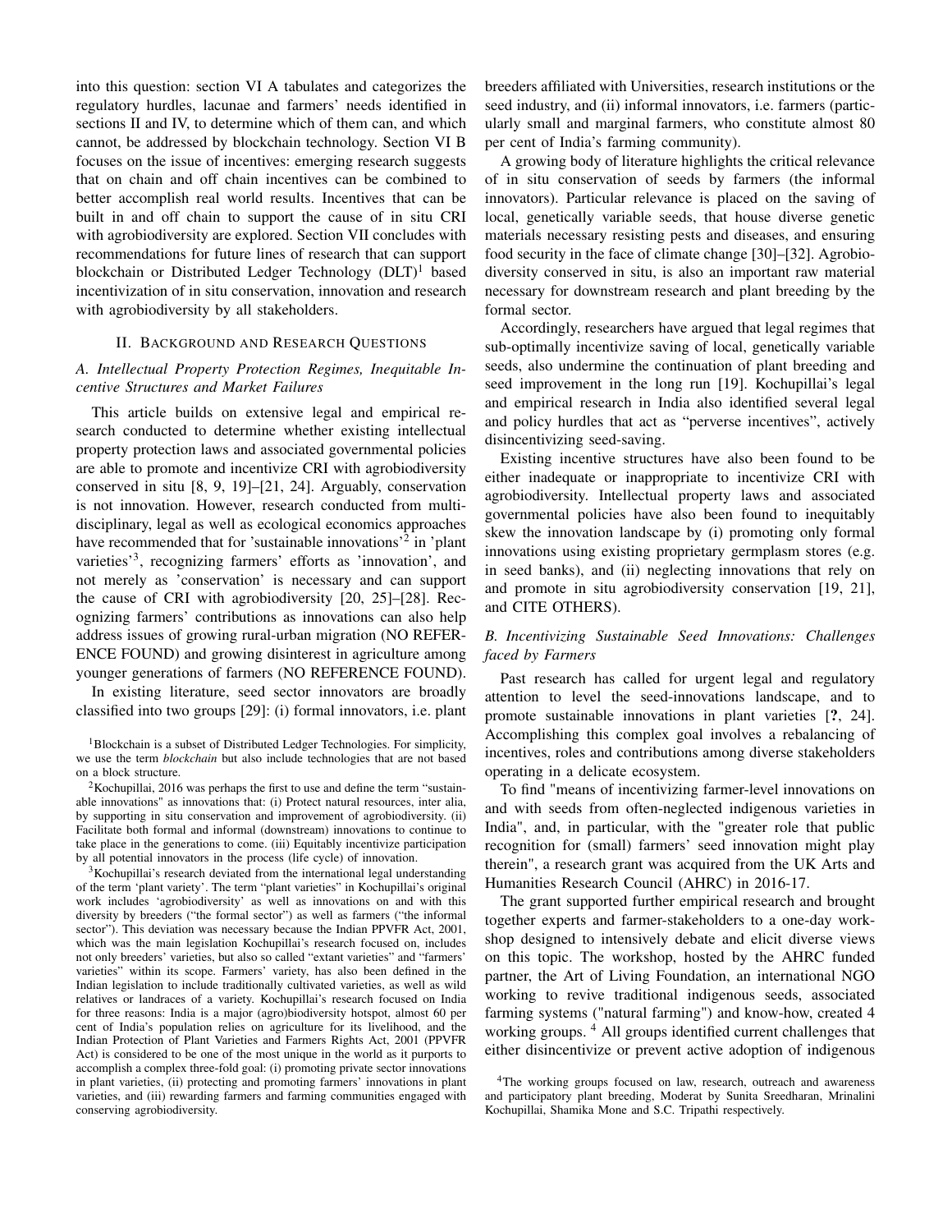into this question: section VI A tabulates and categorizes the regulatory hurdles, lacunae and farmers' needs identified in sections II and IV, to determine which of them can, and which cannot, be addressed by blockchain technology. Section VI B focuses on the issue of incentives: emerging research suggests that on chain and off chain incentives can be combined to better accomplish real world results. Incentives that can be built in and off chain to support the cause of in situ CRI with agrobiodiversity are explored. Section VII concludes with recommendations for future lines of research that can support blockchain or Distributed Ledger Technology (DLT)[1] based incentivization of in situ conservation, innovation and research with agrobiodiversity by all stakeholders.

## II. Background and Research Questions

### *A. Intellectual Property Protection Regimes, Inequitable Incentive Structures and Market Failures*

This article builds on extensive legal and empirical research conducted to determine whether existing intellectual property protection laws and associated governmental policies are able to promote and incentivize CRI with agrobiodiversity conserved in situ [8, 9, 19]–[21, 24]. Arguably, conservation is not innovation. However, research conducted from multi-disciplinary, legal as well as ecological economics approaches have recommended that for 'sustainable innovations'[2] in 'plant varieties'[3], recognizing farmers' efforts as 'innovation', and not merely as 'conservation' is necessary and can support the cause of CRI with agrobiodiversity [20, 25]–[28]. Recognizing farmers' contributions as innovations can also help address issues of growing rural-urban migration (NO REFERENCE FOUND) and growing disinterest in agriculture among younger generations of farmers (NO REFERENCE FOUND).

In existing literature, seed sector innovators are broadly classified into two groups [29]: (i) formal innovators, i.e. plant breeders affiliated with Universities, research institutions or the seed industry, and (ii) informal innovators, i.e. farmers (particularly small and marginal farmers, who constitute almost 80 per cent of India's farming community).

A growing body of literature highlights the critical relevance of in situ conservation of seeds by farmers (the informal innovators). Particular relevance is placed on the saving of local, genetically variable seeds, that house diverse genetic materials necessary resisting pests and diseases, and ensuring food security in the face of climate change [30]–[32]. Agrobiodiversity conserved in situ, is also an important raw material necessary for downstream research and plant breeding by the formal sector.

Accordingly, researchers have argued that legal regimes that sub-optimally incentivize saving of local, genetically variable seeds, also undermine the continuation of plant breeding and seed improvement in the long run [19]. Kochupillai's legal and empirical research in India also identified several legal and policy hurdles that act as "perverse incentives", actively disincentivizing seed-saving.

Existing incentive structures have also been found to be either inadequate or inappropriate to incentivize CRI with agrobiodiversity. Intellectual property laws and associated governmental policies have also been found to inequitably skew the innovation landscape by (i) promoting only formal innovations using existing proprietary germplasm stores (e.g. in seed banks), and (ii) neglecting innovations that rely on and promote in situ agrobiodiversity conservation [19, 21], and CITE OTHERS).

### *B. Incentivizing Sustainable Seed Innovations: Challenges faced by Farmers*

Past research has called for urgent legal and regulatory attention to level the seed-innovations landscape, and to promote sustainable innovations in plant varieties [?, 24]. Accomplishing this complex goal involves a rebalancing of incentives, roles and contributions among diverse stakeholders operating in a delicate ecosystem.

To find "means of incentivizing farmer-level innovations on and with seeds from often-neglected indigenous varieties in India", and, in particular, with the "greater role that public recognition for (small) farmers' seed innovation might play therein", a research grant was acquired from the UK Arts and Humanities Research Council (AHRC) in 2016-17.

The grant supported further empirical research and brought together experts and farmer-stakeholders to a one-day workshop designed to intensively debate and elicit diverse views on this topic. The workshop, hosted by the AHRC funded partner, the Art of Living Foundation, an international NGO working to revive traditional indigenous seeds, associated farming systems ("natural farming") and know-how, created 4 working groups.[4] All groups identified current challenges that either disincentivize or prevent active adoption of indigenous

---

[1] Blockchain is a subset of Distributed Ledger Technologies. For simplicity, we use the term *blockchain* but also include technologies that are not based on a block structure.

[2] Kochupillai, 2016 was perhaps the first to use and define the term "sustainable innovations" as innovations that: (i) Protect natural resources, inter alia, by supporting in situ conservation and improvement of agrobiodiversity. (ii) Facilitate both formal and informal (downstream) innovations to continue to take place in the generations to come. (iii) Equitably incentivize participation by all potential innovators in the process (life cycle) of innovation.

[3] Kochupillai's research deviated from the international legal understanding of the term 'plant variety'. The term "plant varieties" in Kochupillai's original work includes 'agrobiodiversity' as well as innovations on and with this diversity by breeders ("the formal sector") as well as farmers ("the informal sector"). This deviation was necessary because the Indian PPVFR Act, 2001, which was the main legislation Kochupillai's research focused on, includes not only breeders' varieties, but also so called "extant varieties" and "farmers' varieties" within its scope. Farmers' variety, has also been defined in the Indian legislation to include traditionally cultivated varieties, as well as wild relatives or landraces of a variety. Kochupillai's research focused on India for three reasons: India is a major (agro)biodiversity hotspot, almost 60 per cent of India's population relies on agriculture for its livelihood, and the Indian Protection of Plant Varieties and Farmers Rights Act, 2001 (PPVFR Act) is considered to be one of the most unique in the world as it purports to accomplish a complex three-fold goal: (i) promoting private sector innovations in plant varieties, (ii) protecting and promoting farmers' innovations in plant varieties, and (iii) rewarding farmers and farming communities engaged with conserving agrobiodiversity.

[4] The working groups focused on law, research, outreach and awareness and participatory plant breeding, Moderat by Sunita Sreedharan, Mrinalini Kochupillai, Shamika Mone and S.C. Tripathi respectively.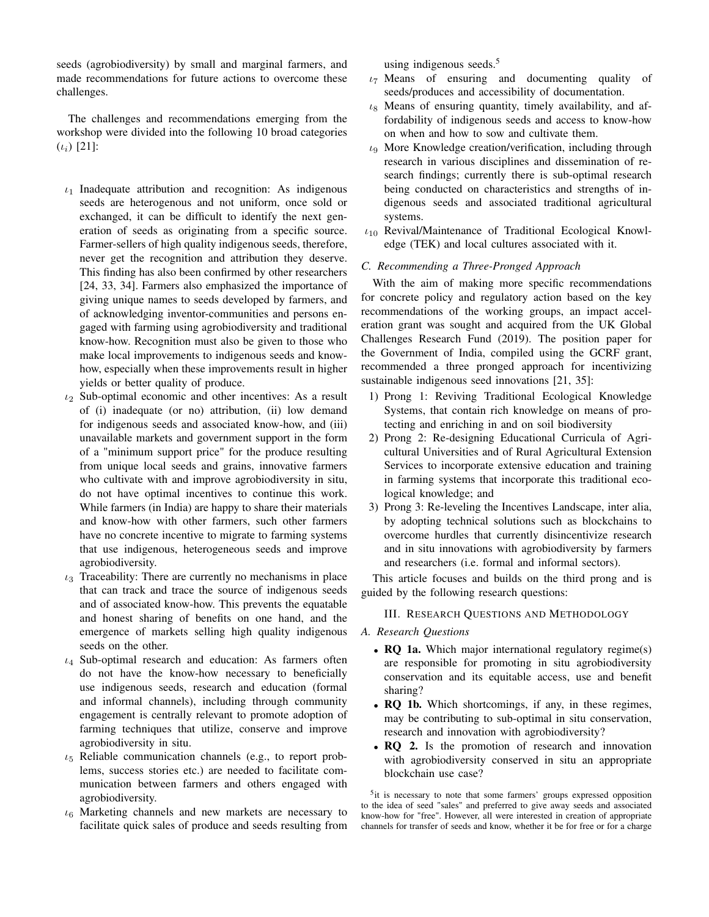seeds (agrobiodiversity) by small and marginal farmers, and made recommendations for future actions to overcome these challenges.

The challenges and recommendations emerging from the workshop were divided into the following 10 broad categories ($\iota_i$) [21]:

- $\iota_1$ Inadequate attribution and recognition: As indigenous seeds are heterogenous and not uniform, once sold or exchanged, it can be difficult to identify the next generation of seeds as originating from a specific source. Farmer-sellers of high quality indigenous seeds, therefore, never get the recognition and attribution they deserve. This finding has also been confirmed by other researchers [24, 33, 34]. Farmers also emphasized the importance of giving unique names to seeds developed by farmers, and of acknowledging inventor-communities and persons engaged with farming using agrobiodiversity and traditional know-how. Recognition must also be given to those who make local improvements to indigenous seeds and know-how, especially when these improvements result in higher yields or better quality of produce.
- $\iota_2$ Sub-optimal economic and other incentives: As a result of (i) inadequate (or no) attribution, (ii) low demand for indigenous seeds and associated know-how, and (iii) unavailable markets and government support in the form of a "minimum support price" for the produce resulting from unique local seeds and grains, innovative farmers who cultivate with and improve agrobiodiversity in situ, do not have optimal incentives to continue this work. While farmers (in India) are happy to share their materials and know-how with other farmers, such other farmers have no concrete incentive to migrate to farming systems that use indigenous, heterogeneous seeds and improve agrobiodiversity.
- $\iota_3$ Traceability: There are currently no mechanisms in place that can track and trace the source of indigenous seeds and of associated know-how. This prevents the equatable and honest sharing of benefits on one hand, and the emergence of markets selling high quality indigenous seeds on the other.
- $\iota_4$ Sub-optimal research and education: As farmers often do not have the know-how necessary to beneficially use indigenous seeds, research and education (formal and informal channels), including through community engagement is centrally relevant to promote adoption of farming techniques that utilize, conserve and improve agrobiodiversity in situ.
- $\iota_5$ Reliable communication channels (e.g., to report problems, success stories etc.) are needed to facilitate communication between farmers and others engaged with agrobiodiversity.
- $\iota_6$ Marketing channels and new markets are necessary to facilitate quick sales of produce and seeds resulting from using indigenous seeds.[5]
- $\iota_7$ Means of ensuring and documenting quality of seeds/produces and accessibility of documentation.
- $\iota_8$ Means of ensuring quantity, timely availability, and affordability of indigenous seeds and access to know-how on when and how to sow and cultivate them.
- $\iota_9$ More Knowledge creation/verification, including through research in various disciplines and dissemination of research findings; currently there is sub-optimal research being conducted on characteristics and strengths of indigenous seeds and associated traditional agricultural systems.
- $\iota_{10}$ Revival/Maintenance of Traditional Ecological Knowledge (TEK) and local cultures associated with it.

### C. Recommending a Three-Pronged Approach

With the aim of making more specific recommendations for concrete policy and regulatory action based on the key recommendations of the working groups, an impact acceleration grant was sought and acquired from the UK Global Challenges Research Fund (2019). The position paper for the Government of India, compiled using the GCRF grant, recommended a three pronged approach for incentivizing sustainable indigenous seed innovations [21, 35]:

1) Prong 1: Reviving Traditional Ecological Knowledge Systems, that contain rich knowledge on means of protecting and enriching in and on soil biodiversity
2) Prong 2: Re-designing Educational Curricula of Agricultural Universities and of Rural Agricultural Extension Services to incorporate extensive education and training in farming systems that incorporate this traditional ecological knowledge; and
3) Prong 3: Re-leveling the Incentives Landscape, inter alia, by adopting technical solutions such as blockchains to overcome hurdles that currently disincentivize research and in situ innovations with agrobiodiversity by farmers and researchers (i.e. formal and informal sectors).

This article focuses and builds on the third prong and is guided by the following research questions:

## III. Research Questions and Methodology

### A. Research Questions

- **RQ 1a.** Which major international regulatory regime(s) are responsible for promoting in situ agrobiodiversity conservation and its equitable access, use and benefit sharing?
- **RQ 1b.** Which shortcomings, if any, in these regimes, may be contributing to sub-optimal in situ conservation, research and innovation with agrobiodiversity?
- **RQ 2.** Is the promotion of research and innovation with agrobiodiversity conserved in situ an appropriate blockchain use case?

[5] it is necessary to note that some farmers' groups expressed opposition to the idea of seed "sales" and preferred to give away seeds and associated know-how for "free". However, all were interested in creation of appropriate channels for transfer of seeds and know, whether it be for free or for a charge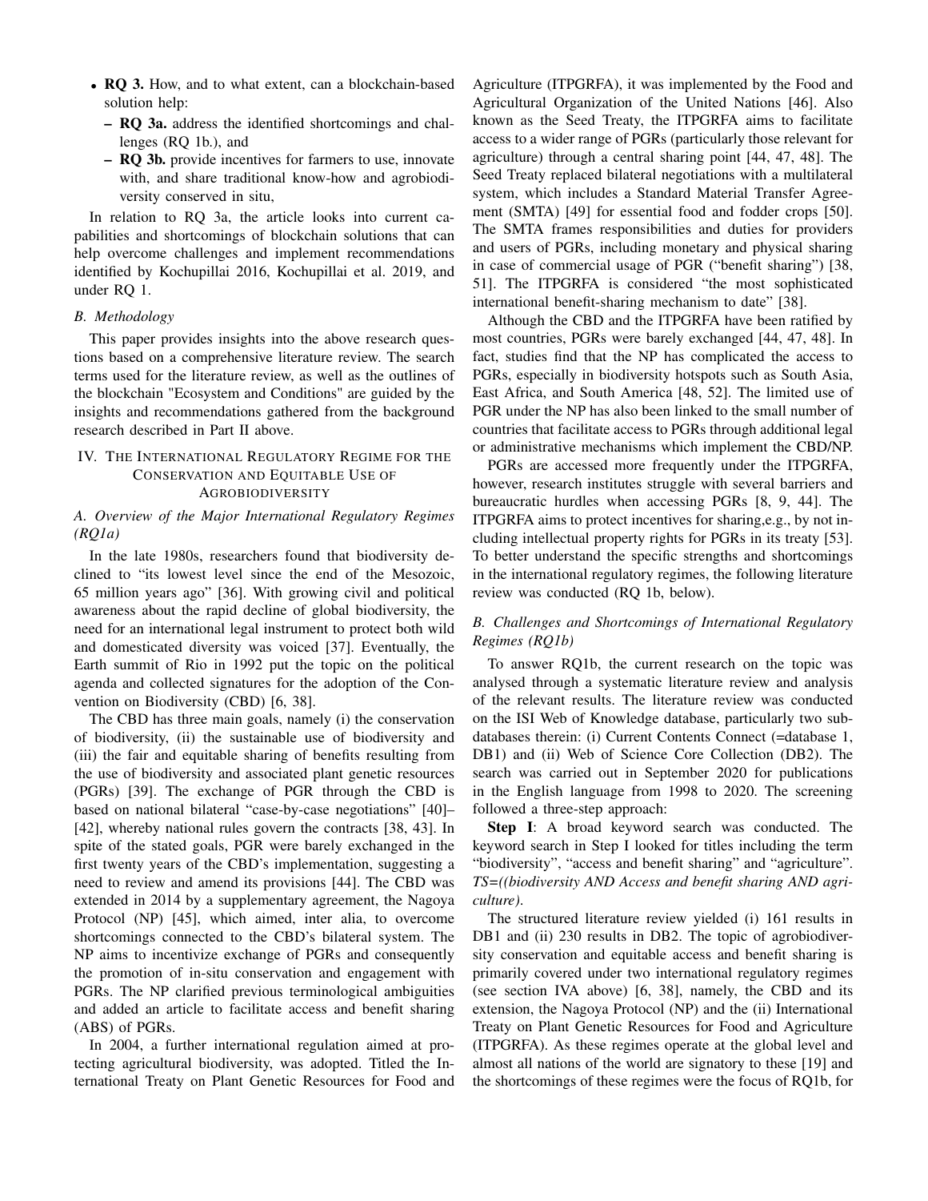- **RQ 3.** How, and to what extent, can a blockchain-based solution help:
  - **RQ 3a.** address the identified shortcomings and challenges (RQ 1b.), and
  - **RQ 3b.** provide incentives for farmers to use, innovate with, and share traditional know-how and agrobiodiversity conserved in situ,

In relation to RQ 3a, the article looks into current capabilities and shortcomings of blockchain solutions that can help overcome challenges and implement recommendations identified by Kochupillai 2016, Kochupillai et al. 2019, and under RQ 1.

### B. Methodology

This paper provides insights into the above research questions based on a comprehensive literature review. The search terms used for the literature review, as well as the outlines of the blockchain "Ecosystem and Conditions" are guided by the insights and recommendations gathered from the background research described in Part II above.

## IV. The International Regulatory Regime for the Conservation and Equitable Use of Agrobiodiversity

### A. Overview of the Major International Regulatory Regimes (RQ1a)

In the late 1980s, researchers found that biodiversity declined to "its lowest level since the end of the Mesozoic, 65 million years ago" [36]. With growing civil and political awareness about the rapid decline of global biodiversity, the need for an international legal instrument to protect both wild and domesticated diversity was voiced [37]. Eventually, the Earth summit of Rio in 1992 put the topic on the political agenda and collected signatures for the adoption of the Convention on Biodiversity (CBD) [6, 38].

The CBD has three main goals, namely (i) the conservation of biodiversity, (ii) the sustainable use of biodiversity and (iii) the fair and equitable sharing of benefits resulting from the use of biodiversity and associated plant genetic resources (PGRs) [39]. The exchange of PGR through the CBD is based on national bilateral "case-by-case negotiations" [40]–[42], whereby national rules govern the contracts [38, 43]. In spite of the stated goals, PGR were barely exchanged in the first twenty years of the CBD's implementation, suggesting a need to review and amend its provisions [44]. The CBD was extended in 2014 by a supplementary agreement, the Nagoya Protocol (NP) [45], which aimed, inter alia, to overcome shortcomings connected to the CBD's bilateral system. The NP aims to incentivize exchange of PGRs and consequently the promotion of in-situ conservation and engagement with PGRs. The NP clarified previous terminological ambiguities and added an article to facilitate access and benefit sharing (ABS) of PGRs.

In 2004, a further international regulation aimed at protecting agricultural biodiversity, was adopted. Titled the International Treaty on Plant Genetic Resources for Food and Agriculture (ITPGRFA), it was implemented by the Food and Agricultural Organization of the United Nations [46]. Also known as the Seed Treaty, the ITPGRFA aims to facilitate access to a wider range of PGRs (particularly those relevant for agriculture) through a central sharing point [44, 47, 48]. The Seed Treaty replaced bilateral negotiations with a multilateral system, which includes a Standard Material Transfer Agreement (SMTA) [49] for essential food and fodder crops [50]. The SMTA frames responsibilities and duties for providers and users of PGRs, including monetary and physical sharing in case of commercial usage of PGR ("benefit sharing") [38, 51]. The ITPGRFA is considered "the most sophisticated international benefit-sharing mechanism to date" [38].

Although the CBD and the ITPGRFA have been ratified by most countries, PGRs were barely exchanged [44, 47, 48]. In fact, studies find that the NP has complicated the access to PGRs, especially in biodiversity hotspots such as South Asia, East Africa, and South America [48, 52]. The limited use of PGR under the NP has also been linked to the small number of countries that facilitate access to PGRs through additional legal or administrative mechanisms which implement the CBD/NP.

PGRs are accessed more frequently under the ITPGRFA, however, research institutes struggle with several barriers and bureaucratic hurdles when accessing PGRs [8, 9, 44]. The ITPGRFA aims to protect incentives for sharing,e.g., by not including intellectual property rights for PGRs in its treaty [53]. To better understand the specific strengths and shortcomings in the international regulatory regimes, the following literature review was conducted (RQ 1b, below).

### B. Challenges and Shortcomings of International Regulatory Regimes (RQ1b)

To answer RQ1b, the current research on the topic was analysed through a systematic literature review and analysis of the relevant results. The literature review was conducted on the ISI Web of Knowledge database, particularly two sub-databases therein: (i) Current Contents Connect (=database 1, DB1) and (ii) Web of Science Core Collection (DB2). The search was carried out in September 2020 for publications in the English language from 1998 to 2020. The screening followed a three-step approach:

**Step I**: A broad keyword search was conducted. The keyword search in Step I looked for titles including the term "biodiversity", "access and benefit sharing" and "agriculture". *TS=((biodiversity AND Access and benefit sharing AND agriculture)*.

The structured literature review yielded (i) 161 results in DB1 and (ii) 230 results in DB2. The topic of agrobiodiversity conservation and equitable access and benefit sharing is primarily covered under two international regulatory regimes (see section IVA above) [6, 38], namely, the CBD and its extension, the Nagoya Protocol (NP) and the (ii) International Treaty on Plant Genetic Resources for Food and Agriculture (ITPGRFA). As these regimes operate at the global level and almost all nations of the world are signatory to these [19] and the shortcomings of these regimes were the focus of RQ1b, for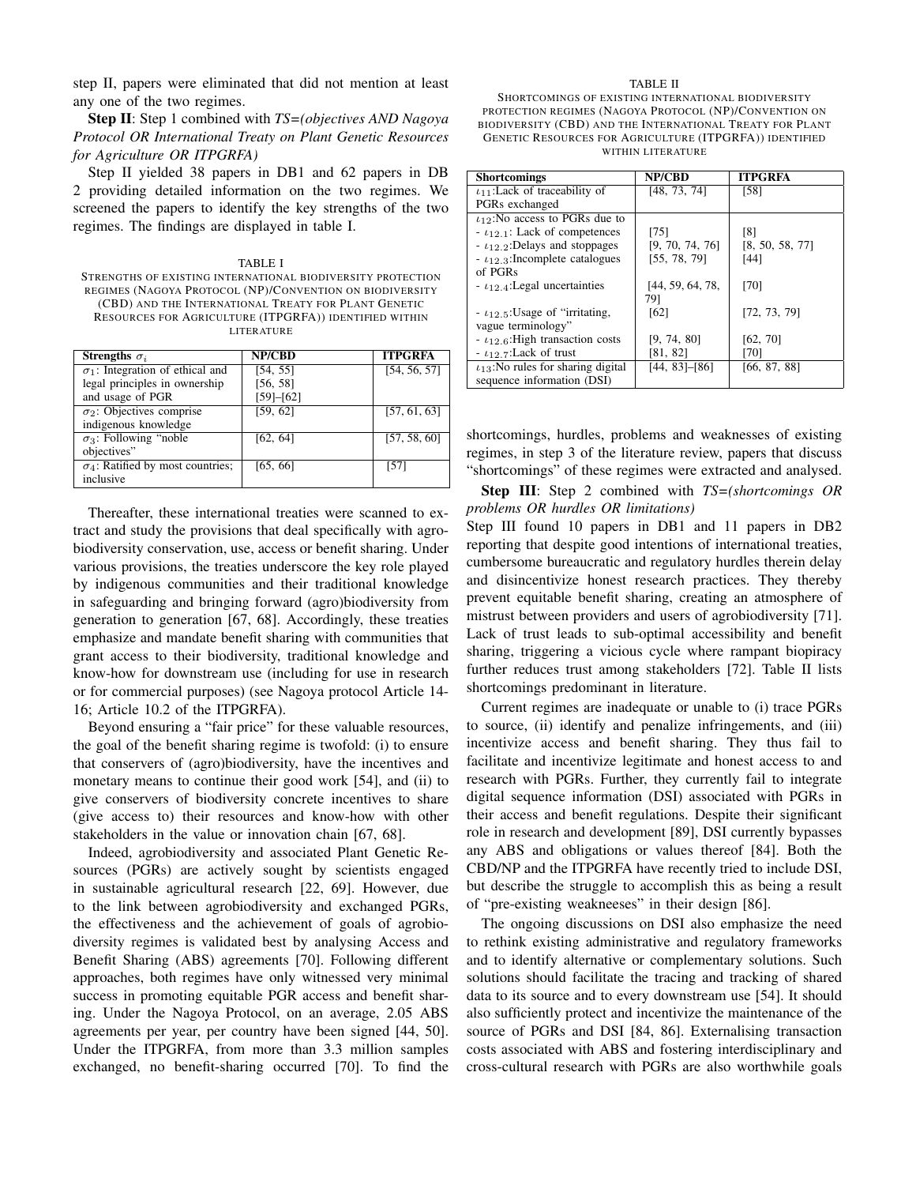step II, papers were eliminated that did not mention at least any one of the two regimes.

**Step II**: Step 1 combined with *TS=(objectives AND Nagoya Protocol OR International Treaty on Plant Genetic Resources for Agriculture OR ITPGRFA)*

Step II yielded 38 papers in DB1 and 62 papers in DB 2 providing detailed information on the two regimes. We screened the papers to identify the key strengths of the two regimes. The findings are displayed in table I.

TABLE I
STRENGTHS OF EXISTING INTERNATIONAL BIODIVERSITY PROTECTION REGIMES (NAGOYA PROTOCOL (NP)/CONVENTION ON BIODIVERSITY (CBD) AND THE INTERNATIONAL TREATY FOR PLANT GENETIC RESOURCES FOR AGRICULTURE (ITPGRFA)) IDENTIFIED WITHIN LITERATURE

| Strengths $\sigma_i$ | NP/CBD | ITPGRFA |
|---|---|---|
| $\sigma_1$: Integration of ethical and legal principles in ownership and usage of PGR | [54, 55] [56, 58] [59]–[62] | [54, 56, 57] |
| $\sigma_2$: Objectives comprise indigenous knowledge | [59, 62] | [57, 61, 63] |
| $\sigma_3$: Following "noble objectives" | [62, 64] | [57, 58, 60] |
| $\sigma_4$: Ratified by most countries; inclusive | [65, 66] | [57] |

Thereafter, these international treaties were scanned to extract and study the provisions that deal specifically with agrobiodiversity conservation, use, access or benefit sharing. Under various provisions, the treaties underscore the key role played by indigenous communities and their traditional knowledge in safeguarding and bringing forward (agro)biodiversity from generation to generation [67, 68]. Accordingly, these treaties emphasize and mandate benefit sharing with communities that grant access to their biodiversity, traditional knowledge and know-how for downstream use (including for use in research or for commercial purposes) (see Nagoya protocol Article 14-16; Article 10.2 of the ITPGRFA).

Beyond ensuring a "fair price" for these valuable resources, the goal of the benefit sharing regime is twofold: (i) to ensure that conservers of (agro)biodiversity, have the incentives and monetary means to continue their good work [54], and (ii) to give conservers of biodiversity concrete incentives to share (give access to) their resources and know-how with other stakeholders in the value or innovation chain [67, 68].

Indeed, agrobiodiversity and associated Plant Genetic Resources (PGRs) are actively sought by scientists engaged in sustainable agricultural research [22, 69]. However, due to the link between agrobiodiversity and exchanged PGRs, the effectiveness and the achievement of goals of agrobiodiversity regimes is validated best by analysing Access and Benefit Sharing (ABS) agreements [70]. Following different approaches, both regimes have only witnessed very minimal success in promoting equitable PGR access and benefit sharing. Under the Nagoya Protocol, on an average, 2.05 ABS agreements per year, per country have been signed [44, 50]. Under the ITPGRFA, from more than 3.3 million samples exchanged, no benefit-sharing occurred [70]. To find the shortcomings, hurdles, problems and weaknesses of existing regimes, in step 3 of the literature review, papers that discuss "shortcomings" of these regimes were extracted and analysed.

TABLE II
SHORTCOMINGS OF EXISTING INTERNATIONAL BIODIVERSITY PROTECTION REGIMES (NAGOYA PROTOCOL (NP)/CONVENTION ON BIODIVERSITY (CBD) AND THE INTERNATIONAL TREATY FOR PLANT GENETIC RESOURCES FOR AGRICULTURE (ITPGRFA)) IDENTIFIED WITHIN LITERATURE

| Shortcomings | NP/CBD | ITPGRFA |
|---|---|---|
| $\iota_{11}$:Lack of traceability of PGRs exchanged | [48, 73, 74] | [58] |
| $\iota_{12}$:No access to PGRs due to | | |
| - $\iota_{12.1}$: Lack of competences | [75] | [8] |
| - $\iota_{12.2}$:Delays and stoppages | [9, 70, 74, 76] | [8, 50, 58, 77] |
| - $\iota_{12.3}$:Incomplete catalogues of PGRs | [55, 78, 79] | [44] |
| - $\iota_{12.4}$:Legal uncertainties | [44, 59, 64, 78, 79] | [70] |
| - $\iota_{12.5}$:Usage of "irritating, vague terminology" | [62] | [72, 73, 79] |
| - $\iota_{12.6}$:High transaction costs | [9, 74, 80] | [62, 70] |
| - $\iota_{12.7}$:Lack of trust | [81, 82] | [70] |
| $\iota_{13}$:No rules for sharing digital sequence information (DSI) | [44, 83]–[86] | [66, 87, 88] |

**Step III**: Step 2 combined with *TS=(shortcomings OR problems OR hurdles OR limitations)*

Step III found 10 papers in DB1 and 11 papers in DB2 reporting that despite good intentions of international treaties, cumbersome bureaucratic and regulatory hurdles therein delay and disincentivize honest research practices. They thereby prevent equitable benefit sharing, creating an atmosphere of mistrust between providers and users of agrobiodiversity [71]. Lack of trust leads to sub-optimal accessibility and benefit sharing, triggering a vicious cycle where rampant biopiracy further reduces trust among stakeholders [72]. Table II lists shortcomings predominant in literature.

Current regimes are inadequate or unable to (i) trace PGRs to source, (ii) identify and penalize infringements, and (iii) incentivize access and benefit sharing. They thus fail to facilitate and incentivize legitimate and honest access to and research with PGRs. Further, they currently fail to integrate digital sequence information (DSI) associated with PGRs in their access and benefit regulations. Despite their significant role in research and development [89], DSI currently bypasses any ABS and obligations or values thereof [84]. Both the CBD/NP and the ITPGRFA have recently tried to include DSI, but describe the struggle to accomplish this as being a result of "pre-existing weakneeses" in their design [86].

The ongoing discussions on DSI also emphasize the need to rethink existing administrative and regulatory frameworks and to identify alternative or complementary solutions. Such solutions should facilitate the tracing and tracking of shared data to its source and to every downstream use [54]. It should also sufficiently protect and incentivize the maintenance of the source of PGRs and DSI [84, 86]. Externalising transaction costs associated with ABS and fostering interdisciplinary and cross-cultural research with PGRs are also worthwhile goals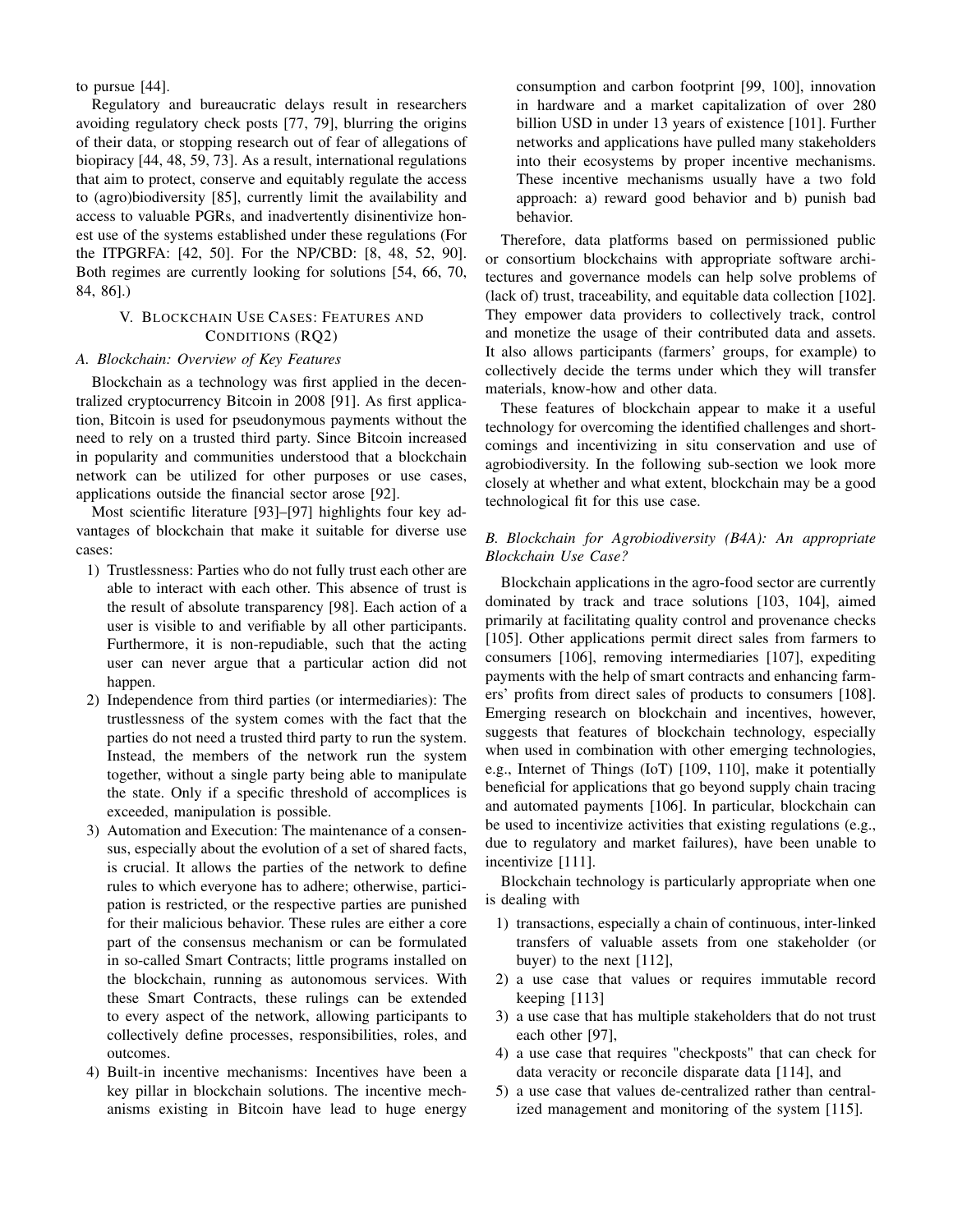to pursue [44].

Regulatory and bureaucratic delays result in researchers avoiding regulatory check posts [77, 79], blurring the origins of their data, or stopping research out of fear of allegations of biopiracy [44, 48, 59, 73]. As a result, international regulations that aim to protect, conserve and equitably regulate the access to (agro)biodiversity [85], currently limit the availability and access to valuable PGRs, and inadvertently disinentivize honest use of the systems established under these regulations (For the ITPGRFA: [42, 50]. For the NP/CBD: [8, 48, 52, 90]. Both regimes are currently looking for solutions [54, 66, 70, 84, 86].)

## V. Blockchain Use Cases: Features and Conditions (RQ2)

### A. Blockchain: Overview of Key Features

Blockchain as a technology was first applied in the decentralized cryptocurrency Bitcoin in 2008 [91]. As first application, Bitcoin is used for pseudonymous payments without the need to rely on a trusted third party. Since Bitcoin increased in popularity and communities understood that a blockchain network can be utilized for other purposes or use cases, applications outside the financial sector arose [92].

Most scientific literature [93]–[97] highlights four key advantages of blockchain that make it suitable for diverse use cases:

1) Trustlessness: Parties who do not fully trust each other are able to interact with each other. This absence of trust is the result of absolute transparency [98]. Each action of a user is visible to and verifiable by all other participants. Furthermore, it is non-repudiable, such that the acting user can never argue that a particular action did not happen.
2) Independence from third parties (or intermediaries): The trustlessness of the system comes with the fact that the parties do not need a trusted third party to run the system. Instead, the members of the network run the system together, without a single party being able to manipulate the state. Only if a specific threshold of accomplices is exceeded, manipulation is possible.
3) Automation and Execution: The maintenance of a consensus, especially about the evolution of a set of shared facts, is crucial. It allows the parties of the network to define rules to which everyone has to adhere; otherwise, participation is restricted, or the respective parties are punished for their malicious behavior. These rules are either a core part of the consensus mechanism or can be formulated in so-called Smart Contracts; little programs installed on the blockchain, running as autonomous services. With these Smart Contracts, these rulings can be extended to every aspect of the network, allowing participants to collectively define processes, responsibilities, roles, and outcomes.
4) Built-in incentive mechanisms: Incentives have been a key pillar in blockchain solutions. The incentive mechanisms existing in Bitcoin have lead to huge energy consumption and carbon footprint [99, 100], innovation in hardware and a market capitalization of over 280 billion USD in under 13 years of existence [101]. Further networks and applications have pulled many stakeholders into their ecosystems by proper incentive mechanisms. These incentive mechanisms usually have a two fold approach: a) reward good behavior and b) punish bad behavior.

Therefore, data platforms based on permissioned public or consortium blockchains with appropriate software architectures and governance models can help solve problems of (lack of) trust, traceability, and equitable data collection [102]. They empower data providers to collectively track, control and monetize the usage of their contributed data and assets. It also allows participants (farmers' groups, for example) to collectively decide the terms under which they will transfer materials, know-how and other data.

These features of blockchain appear to make it a useful technology for overcoming the identified challenges and shortcomings and incentivizing in situ conservation and use of agrobiodiversity. In the following sub-section we look more closely at whether and what extent, blockchain may be a good technological fit for this use case.

### B. Blockchain for Agrobiodiversity (B4A): An appropriate Blockchain Use Case?

Blockchain applications in the agro-food sector are currently dominated by track and trace solutions [103, 104], aimed primarily at facilitating quality control and provenance checks [105]. Other applications permit direct sales from farmers to consumers [106], removing intermediaries [107], expediting payments with the help of smart contracts and enhancing farmers' profits from direct sales of products to consumers [108]. Emerging research on blockchain and incentives, however, suggests that features of blockchain technology, especially when used in combination with other emerging technologies, e.g., Internet of Things (IoT) [109, 110], make it potentially beneficial for applications that go beyond supply chain tracing and automated payments [106]. In particular, blockchain can be used to incentivize activities that existing regulations (e.g., due to regulatory and market failures), have been unable to incentivize [111].

Blockchain technology is particularly appropriate when one is dealing with

1) transactions, especially a chain of continuous, inter-linked transfers of valuable assets from one stakeholder (or buyer) to the next [112],
2) a use case that values or requires immutable record keeping [113]
3) a use case that has multiple stakeholders that do not trust each other [97],
4) a use case that requires "checkposts" that can check for data veracity or reconcile disparate data [114], and
5) a use case that values de-centralized rather than centralized management and monitoring of the system [115].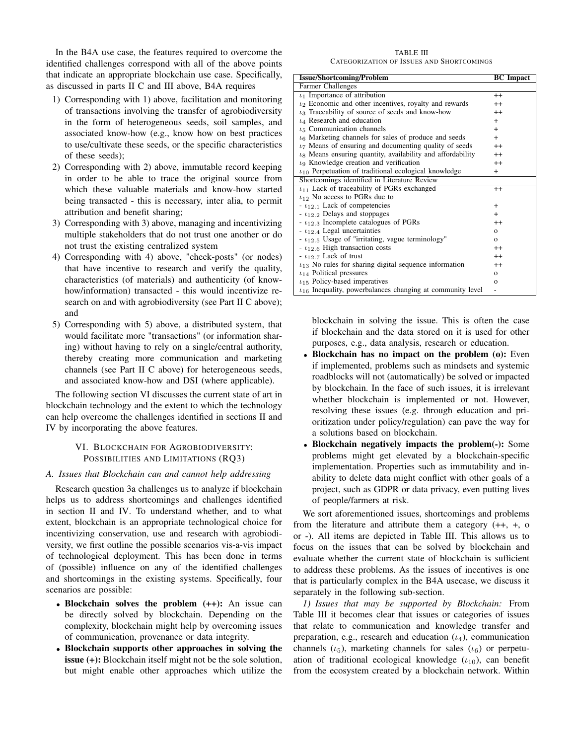In the B4A use case, the features required to overcome the identified challenges correspond with all of the above points that indicate an appropriate blockchain use case. Specifically, as discussed in parts II C and III above, B4A requires

1) Corresponding with 1) above, facilitation and monitoring of transactions involving the transfer of agrobiodiversity in the form of heterogeneous seeds, soil samples, and associated know-how (e.g., know how on best practices to use/cultivate these seeds, or the specific characteristics of these seeds);
2) Corresponding with 2) above, immutable record keeping in order to be able to trace the original source from which these valuable materials and know-how started being transacted - this is necessary, inter alia, to permit attribution and benefit sharing;
3) Corresponding with 3) above, managing and incentivizing multiple stakeholders that do not trust one another or do not trust the existing centralized system
4) Corresponding with 4) above, "check-posts" (or nodes) that have incentive to research and verify the quality, characteristics (of materials) and authenticity (of know-how/information) transacted - this would incentivize research on and with agrobiodiversity (see Part II C above); and
5) Corresponding with 5) above, a distributed system, that would facilitate more "transactions" (or information sharing) without having to rely on a single/central authority, thereby creating more communication and marketing channels (see Part II C above) for heterogeneous seeds, and associated know-how and DSI (where applicable).

The following section VI discusses the current state of art in blockchain technology and the extent to which the technology can help overcome the challenges identified in sections II and IV by incorporating the above features.

## VI. Blockchain for Agrobiodiversity: Possibilities and Limitations (RQ3)

### A. Issues that Blockchain can and cannot help addressing

Research question 3a challenges us to analyze if blockchain helps us to address shortcomings and challenges identified in section II and IV. To understand whether, and to what extent, blockchain is an appropriate technological choice for incentivizing conservation, use and research with agrobiodiversity, we first outline the possible scenarios vis-a-vis impact of technological deployment. This has been done in terms of (possible) influence on any of the identified challenges and shortcomings in the existing systems. Specifically, four scenarios are possible:

- **Blockchain solves the problem (++):** An issue can be directly solved by blockchain. Depending on the complexity, blockchain might help by overcoming issues of communication, provenance or data integrity.
- **Blockchain supports other approaches in solving the issue (+):** Blockchain itself might not be the sole solution, but might enable other approaches which utilize the blockchain in solving the issue. This is often the case if blockchain and the data stored on it is used for other purposes, e.g., data analysis, research or education.
- **Blockchain has no impact on the problem (o):** Even if implemented, problems such as mindsets and systemic roadblocks will not (automatically) be solved or impacted by blockchain. In the face of such issues, it is irrelevant whether blockchain is implemented or not. However, resolving these issues (e.g. through education and prioritization under policy/regulation) can pave the way for a solutions based on blockchain.
- **Blockchain negatively impacts the problem(-):** Some problems might get elevated by a blockchain-specific implementation. Properties such as immutability and inability to delete data might conflict with other goals of a project, such as GDPR or data privacy, even putting lives of people/farmers at risk.

TABLE III
Categorization of Issues and Shortcomings

| Issue/Shortcoming/Problem | BC Impact |
|---|---|
| Farmer Challenges | |
| $\iota_1$ Importance of attribution | ++ |
| $\iota_2$ Economic and other incentives, royalty and rewards | ++ |
| $\iota_3$ Traceability of source of seeds and know-how | ++ |
| $\iota_4$ Research and education | + |
| $\iota_5$ Communication channels | + |
| $\iota_6$ Marketing channels for sales of produce and seeds | + |
| $\iota_7$ Means of ensuring and documenting quality of seeds | ++ |
| $\iota_8$ Means ensuring quantity, availability and affordability | ++ |
| $\iota_9$ Knowledge creation and verification | ++ |
| $\iota_{10}$ Perpetuation of traditional ecological knowledge | + |
| Shortcomings identified in Literature Review | |
| $\iota_{11}$ Lack of traceability of PGRs exchanged | ++ |
| $\iota_{12}$ No access to PGRs due to | |
| - $\iota_{12.1}$ Lack of competencies | + |
| - $\iota_{12.2}$ Delays and stoppages | + |
| - $\iota_{12.3}$ Incomplete catalogues of PGRs | ++ |
| - $\iota_{12.4}$ Legal uncertainties | o |
| - $\iota_{12.5}$ Usage of "irritating, vague terminology" | o |
| - $\iota_{12.6}$ High transaction costs | ++ |
| - $\iota_{12.7}$ Lack of trust | ++ |
| $\iota_{13}$ No rules for sharing digital sequence information | ++ |
| $\iota_{14}$ Political pressures | o |
| $\iota_{15}$ Policy-based imperatives | o |
| $\iota_{16}$ Inequality, powerbalances changing at community level | - |

We sort aforementioned issues, shortcomings and problems from the literature and attribute them a category (++, +, o or -). All items are depicted in Table III. This allows us to focus on the issues that can be solved by blockchain and evaluate whether the current state of blockchain is sufficient to address these problems. As the issues of incentives is one that is particularly complex in the B4A usecase, we discuss it separately in the following sub-section.

*1) Issues that may be supported by Blockchain:* From Table III it becomes clear that issues or categories of issues that relate to communication and knowledge transfer and preparation, e.g., research and education ($\iota_4$), communication channels ($\iota_5$), marketing channels for sales ($\iota_6$) or perpetuation of traditional ecological knowledge ($\iota_{10}$), can benefit from the ecosystem created by a blockchain network. Within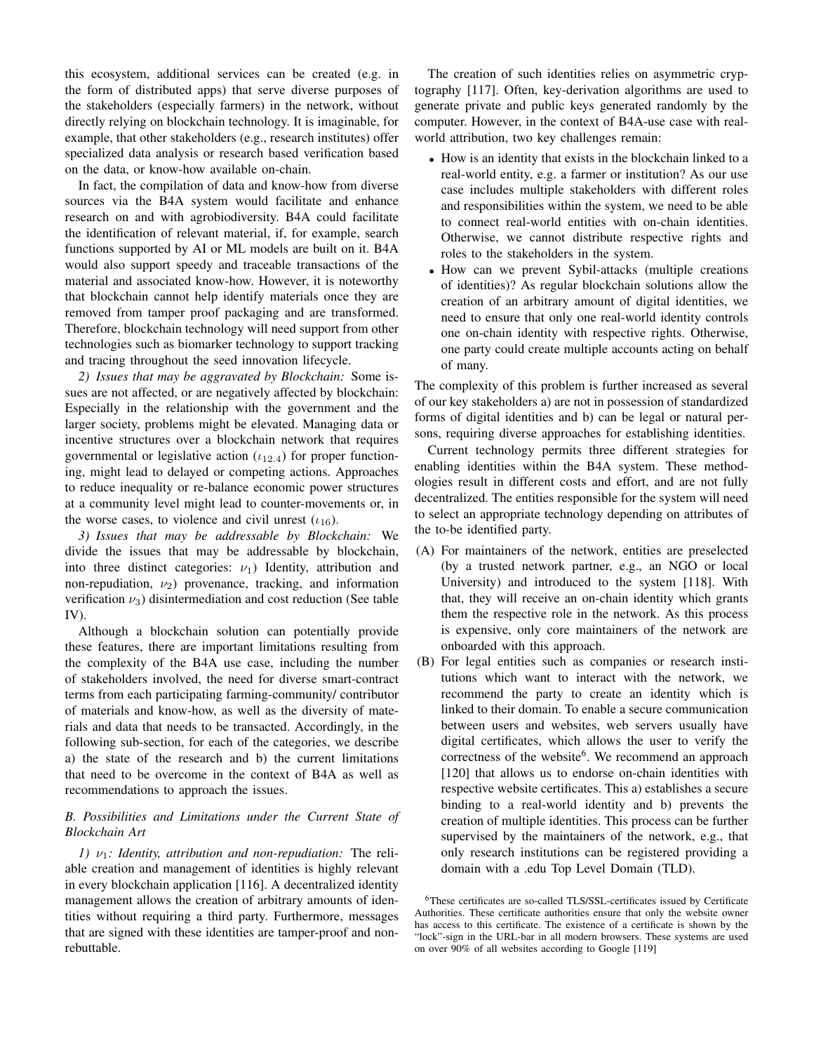this ecosystem, additional services can be created (e.g. in the form of distributed apps) that serve diverse purposes of the stakeholders (especially farmers) in the network, without directly relying on blockchain technology. It is imaginable, for example, that other stakeholders (e.g., research institutes) offer specialized data analysis or research based verification based on the data, or know-how available on-chain.

In fact, the compilation of data and know-how from diverse sources via the B4A system would facilitate and enhance research on and with agrobiodiversity. B4A could facilitate the identification of relevant material, if, for example, search functions supported by AI or ML models are built on it. B4A would also support speedy and traceable transactions of the material and associated know-how. However, it is noteworthy that blockchain cannot help identify materials once they are removed from tamper proof packaging and are transformed. Therefore, blockchain technology will need support from other technologies such as biomarker technology to support tracking and tracing throughout the seed innovation lifecycle.

*2) Issues that may be aggravated by Blockchain:* Some issues are not affected, or are negatively affected by blockchain: Especially in the relationship with the government and the larger society, problems might be elevated. Managing data or incentive structures over a blockchain network that requires governmental or legislative action ($\iota_{12.4}$) for proper functioning, might lead to delayed or competing actions. Approaches to reduce inequality or re-balance economic power structures at a community level might lead to counter-movements or, in the worse cases, to violence and civil unrest ($\iota_{16}$).

*3) Issues that may be addressable by Blockchain:* We divide the issues that may be addressable by blockchain, into three distinct categories: $\nu_1$) Identity, attribution and non-repudiation, $\nu_2$) provenance, tracking, and information verification $\nu_3$) disintermediation and cost reduction (See table IV).

Although a blockchain solution can potentially provide these features, there are important limitations resulting from the complexity of the B4A use case, including the number of stakeholders involved, the need for diverse smart-contract terms from each participating farming-community/ contributor of materials and know-how, as well as the diversity of materials and data that needs to be transacted. Accordingly, in the following sub-section, for each of the categories, we describe a) the state of the research and b) the current limitations that need to be overcome in the context of B4A as well as recommendations to approach the issues.

### *B. Possibilities and Limitations under the Current State of Blockchain Art*

*1) $\nu_1$: Identity, attribution and non-repudiation:* The reliable creation and management of identities is highly relevant in every blockchain application [116]. A decentralized identity management allows the creation of arbitrary amounts of identities without requiring a third party. Furthermore, messages that are signed with these identities are tamper-proof and non-rebuttable.

The creation of such identities relies on asymmetric cryptography [117]. Often, key-derivation algorithms are used to generate private and public keys generated randomly by the computer. However, in the context of B4A-use case with real-world attribution, two key challenges remain:

- How is an identity that exists in the blockchain linked to a real-world entity, e.g. a farmer or institution? As our use case includes multiple stakeholders with different roles and responsibilities within the system, we need to be able to connect real-world entities with on-chain identities. Otherwise, we cannot distribute respective rights and roles to the stakeholders in the system.
- How can we prevent Sybil-attacks (multiple creations of identities)? As regular blockchain solutions allow the creation of an arbitrary amount of digital identities, we need to ensure that only one real-world identity controls one on-chain identity with respective rights. Otherwise, one party could create multiple accounts acting on behalf of many.

The complexity of this problem is further increased as several of our key stakeholders a) are not in possession of standardized forms of digital identities and b) can be legal or natural persons, requiring diverse approaches for establishing identities.

Current technology permits three different strategies for enabling identities within the B4A system. These methodologies result in different costs and effort, and are not fully decentralized. The entities responsible for the system will need to select an appropriate technology depending on attributes of the to-be identified party.

(A) For maintainers of the network, entities are preselected (by a trusted network partner, e.g., an NGO or local University) and introduced to the system [118]. With that, they will receive an on-chain identity which grants them the respective role in the network. As this process is expensive, only core maintainers of the network are onboarded with this approach.

(B) For legal entities such as companies or research institutions which want to interact with the network, we recommend the party to create an identity which is linked to their domain. To enable a secure communication between users and websites, web servers usually have digital certificates, which allows the user to verify the correctness of the website[6]. We recommend an approach [120] that allows us to endorse on-chain identities with respective website certificates. This a) establishes a secure binding to a real-world identity and b) prevents the creation of multiple identities. This process can be further supervised by the maintainers of the network, e.g., that only research institutions can be registered providing a domain with a .edu Top Level Domain (TLD).

[6]These certificates are so-called TLS/SSL-certificates issued by Certificate Authorities. These certificate authorities ensure that only the website owner has access to this certificate. The existence of a certificate is shown by the "lock"-sign in the URL-bar in all modern browsers. These systems are used on over 90% of all websites according to Google [119]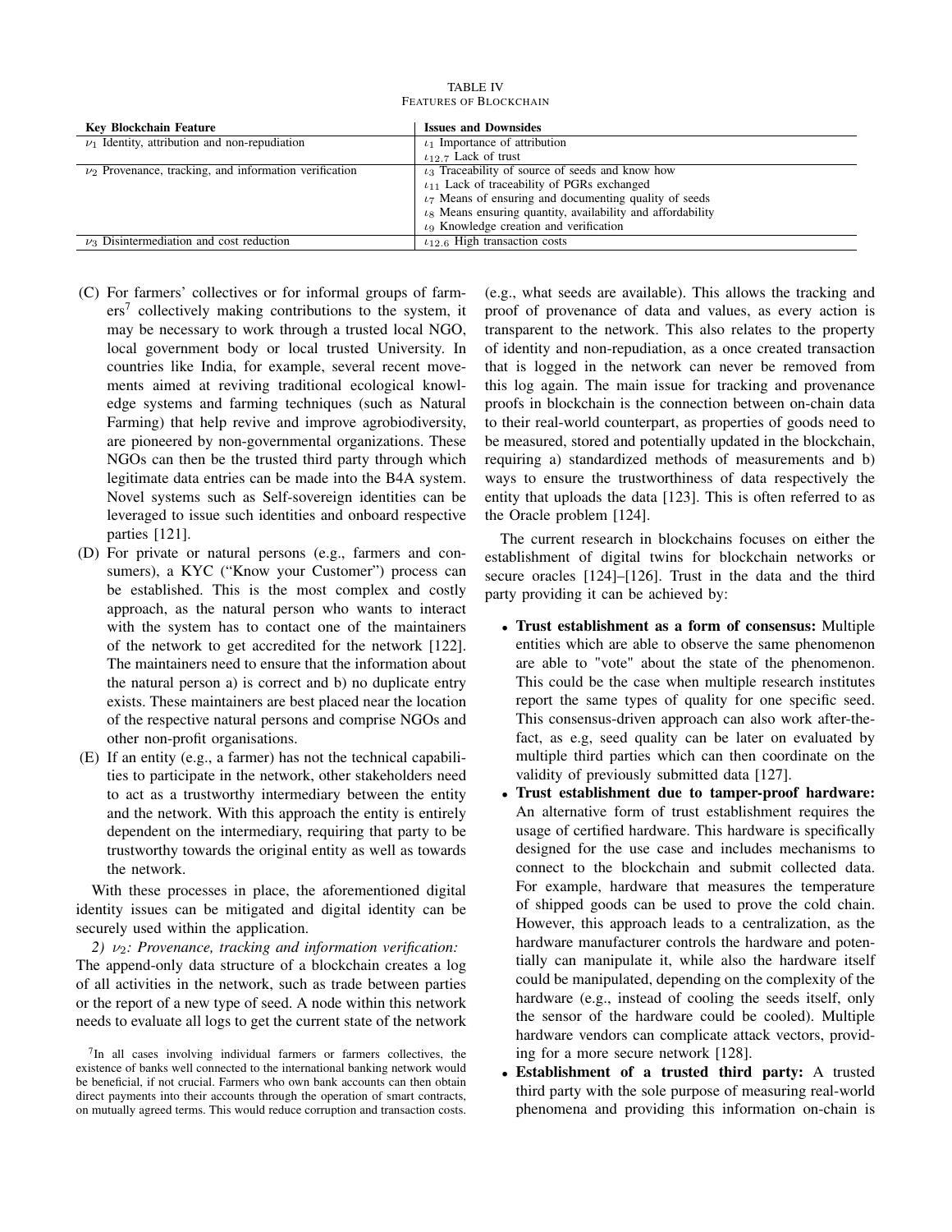TABLE IV
FEATURES OF BLOCKCHAIN

| Key Blockchain Feature | Issues and Downsides |
| --- | --- |
| $\nu_1$ Identity, attribution and non-repudiation | $\iota_1$ Importance of attribution<br>$\iota_{12.7}$ Lack of trust |
| $\nu_2$ Provenance, tracking, and information verification | $\iota_3$ Traceability of source of seeds and know how<br>$\iota_{11}$ Lack of traceability of PGRs exchanged<br>$\iota_7$ Means of ensuring and documenting quality of seeds<br>$\iota_8$ Means ensuring quantity, availability and affordability<br>$\iota_9$ Knowledge creation and verification |
| $\nu_3$ Disintermediation and cost reduction | $\iota_{12.6}$ High transaction costs |

(C) For farmers' collectives or for informal groups of farmers[7] collectively making contributions to the system, it may be necessary to work through a trusted local NGO, local government body or local trusted University. In countries like India, for example, several recent movements aimed at reviving traditional ecological knowledge systems and farming techniques (such as Natural Farming) that help revive and improve agrobiodiversity, are pioneered by non-governmental organizations. These NGOs can then be the trusted third party through which legitimate data entries can be made into the B4A system. Novel systems such as Self-sovereign identities can be leveraged to issue such identities and onboard respective parties [121].

(D) For private or natural persons (e.g., farmers and consumers), a KYC ("Know your Customer") process can be established. This is the most complex and costly approach, as the natural person who wants to interact with the system has to contact one of the maintainers of the network to get accredited for the network [122]. The maintainers need to ensure that the information about the natural person a) is correct and b) no duplicate entry exists. These maintainers are best placed near the location of the respective natural persons and comprise NGOs and other non-profit organisations.

(E) If an entity (e.g., a farmer) has not the technical capabilities to participate in the network, other stakeholders need to act as a trustworthy intermediary between the entity and the network. With this approach the entity is entirely dependent on the intermediary, requiring that party to be trustworthy towards the original entity as well as towards the network.

With these processes in place, the aforementioned digital identity issues can be mitigated and digital identity can be securely used within the application.

*2) $\nu_2$: Provenance, tracking and information verification:* The append-only data structure of a blockchain creates a log of all activities in the network, such as trade between parties or the report of a new type of seed. A node within this network needs to evaluate all logs to get the current state of the network (e.g., what seeds are available). This allows the tracking and proof of provenance of data and values, as every action is transparent to the network. This also relates to the property of identity and non-repudiation, as a once created transaction that is logged in the network can never be removed from this log again. The main issue for tracking and provenance proofs in blockchain is the connection between on-chain data to their real-world counterpart, as properties of goods need to be measured, stored and potentially updated in the blockchain, requiring a) standardized methods of measurements and b) ways to ensure the trustworthiness of data respectively the entity that uploads the data [123]. This is often referred to as the Oracle problem [124].

The current research in blockchains focuses on either the establishment of digital twins for blockchain networks or secure oracles [124]–[126]. Trust in the data and the third party providing it can be achieved by:

- **Trust establishment as a form of consensus:** Multiple entities which are able to observe the same phenomenon are able to "vote" about the state of the phenomenon. This could be the case when multiple research institutes report the same types of quality for one specific seed. This consensus-driven approach can also work after-the-fact, as e.g, seed quality can be later on evaluated by multiple third parties which can then coordinate on the validity of previously submitted data [127].
- **Trust establishment due to tamper-proof hardware:** An alternative form of trust establishment requires the usage of certified hardware. This hardware is specifically designed for the use case and includes mechanisms to connect to the blockchain and submit collected data. For example, hardware that measures the temperature of shipped goods can be used to prove the cold chain. However, this approach leads to a centralization, as the hardware manufacturer controls the hardware and potentially can manipulate it, while also the hardware itself could be manipulated, depending on the complexity of the hardware (e.g., instead of cooling the seeds itself, only the sensor of the hardware could be cooled). Multiple hardware vendors can complicate attack vectors, providing for a more secure network [128].
- **Establishment of a trusted third party:** A trusted third party with the sole purpose of measuring real-world phenomena and providing this information on-chain is

[7] In all cases involving individual farmers or farmers collectives, the existence of banks well connected to the international banking network would be beneficial, if not crucial. Farmers who own bank accounts can then obtain direct payments into their accounts through the operation of smart contracts, on mutually agreed terms. This would reduce corruption and transaction costs.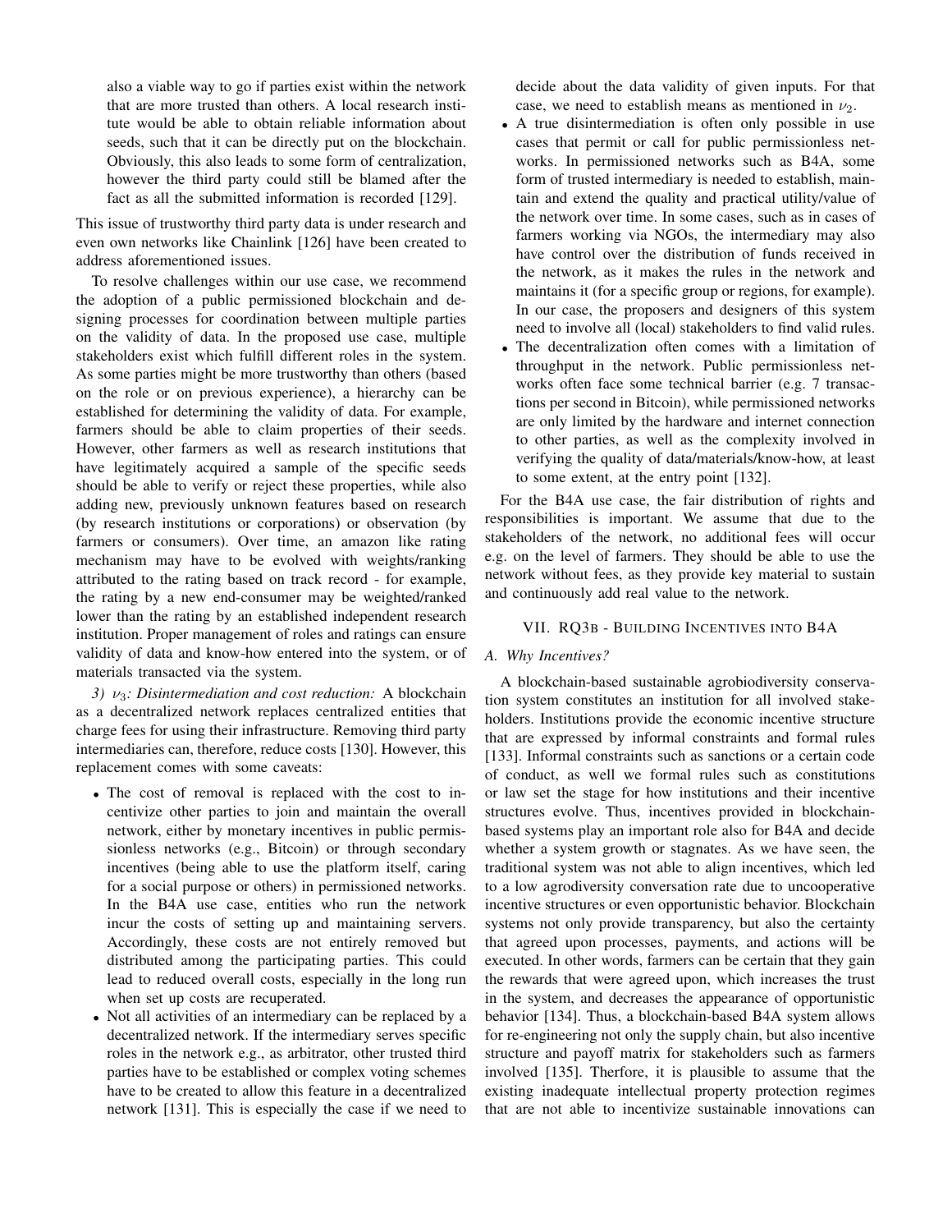also a viable way to go if parties exist within the network that are more trusted than others. A local research institute would be able to obtain reliable information about seeds, such that it can be directly put on the blockchain. Obviously, this also leads to some form of centralization, however the third party could still be blamed after the fact as all the submitted information is recorded [129].

This issue of trustworthy third party data is under research and even own networks like Chainlink [126] have been created to address aforementioned issues.

To resolve challenges within our use case, we recommend the adoption of a public permissioned blockchain and designing processes for coordination between multiple parties on the validity of data. In the proposed use case, multiple stakeholders exist which fulfill different roles in the system. As some parties might be more trustworthy than others (based on the role or on previous experience), a hierarchy can be established for determining the validity of data. For example, farmers should be able to claim properties of their seeds. However, other farmers as well as research institutions that have legitimately acquired a sample of the specific seeds should be able to verify or reject these properties, while also adding new, previously unknown features based on research (by research institutions or corporations) or observation (by farmers or consumers). Over time, an amazon like rating mechanism may have to be evolved with weights/ranking attributed to the rating based on track record - for example, the rating by a new end-consumer may be weighted/ranked lower than the rating by an established independent research institution. Proper management of roles and ratings can ensure validity of data and know-how entered into the system, or of materials transacted via the system.

*3) $\nu_3$: Disintermediation and cost reduction:* A blockchain as a decentralized network replaces centralized entities that charge fees for using their infrastructure. Removing third party intermediaries can, therefore, reduce costs [130]. However, this replacement comes with some caveats:

- The cost of removal is replaced with the cost to incentivize other parties to join and maintain the overall network, either by monetary incentives in public permissionless networks (e.g., Bitcoin) or through secondary incentives (being able to use the platform itself, caring for a social purpose or others) in permissioned networks. In the B4A use case, entities who run the network incur the costs of setting up and maintaining servers. Accordingly, these costs are not entirely removed but distributed among the participating parties. This could lead to reduced overall costs, especially in the long run when set up costs are recuperated.
- Not all activities of an intermediary can be replaced by a decentralized network. If the intermediary serves specific roles in the network e.g., as arbitrator, other trusted third parties have to be established or complex voting schemes have to be created to allow this feature in a decentralized network [131]. This is especially the case if we need to decide about the data validity of given inputs. For that case, we need to establish means as mentioned in $\nu_2$.
- A true disintermediation is often only possible in use cases that permit or call for public permissionless networks. In permissioned networks such as B4A, some form of trusted intermediary is needed to establish, maintain and extend the quality and practical utility/value of the network over time. In some cases, such as in cases of farmers working via NGOs, the intermediary may also have control over the distribution of funds received in the network, as it makes the rules in the network and maintains it (for a specific group or regions, for example). In our case, the proposers and designers of this system need to involve all (local) stakeholders to find valid rules.
- The decentralization often comes with a limitation of throughput in the network. Public permissionless networks often face some technical barrier (e.g. 7 transactions per second in Bitcoin), while permissioned networks are only limited by the hardware and internet connection to other parties, as well as the complexity involved in verifying the quality of data/materials/know-how, at least to some extent, at the entry point [132].

For the B4A use case, the fair distribution of rights and responsibilities is important. We assume that due to the stakeholders of the network, no additional fees will occur e.g. on the level of farmers. They should be able to use the network without fees, as they provide key material to sustain and continuously add real value to the network.

## VII. RQ3B - Building Incentives into B4A

### A. Why Incentives?

A blockchain-based sustainable agrobiodiversity conservation system constitutes an institution for all involved stakeholders. Institutions provide the economic incentive structure that are expressed by informal constraints and formal rules [133]. Informal constraints such as sanctions or a certain code of conduct, as well we formal rules such as constitutions or law set the stage for how institutions and their incentive structures evolve. Thus, incentives provided in blockchain-based systems play an important role also for B4A and decide whether a system growth or stagnates. As we have seen, the traditional system was not able to align incentives, which led to a low agrodiversity conversation rate due to uncooperative incentive structures or even opportunistic behavior. Blockchain systems not only provide transparency, but also the certainty that agreed upon processes, payments, and actions will be executed. In other words, farmers can be certain that they gain the rewards that were agreed upon, which increases the trust in the system, and decreases the appearance of opportunistic behavior [134]. Thus, a blockchain-based B4A system allows for re-engineering not only the supply chain, but also incentive structure and payoff matrix for stakeholders such as farmers involved [135]. Therfore, it is plausible to assume that the existing inadequate intellectual property protection regimes that are not able to incentivize sustainable innovations can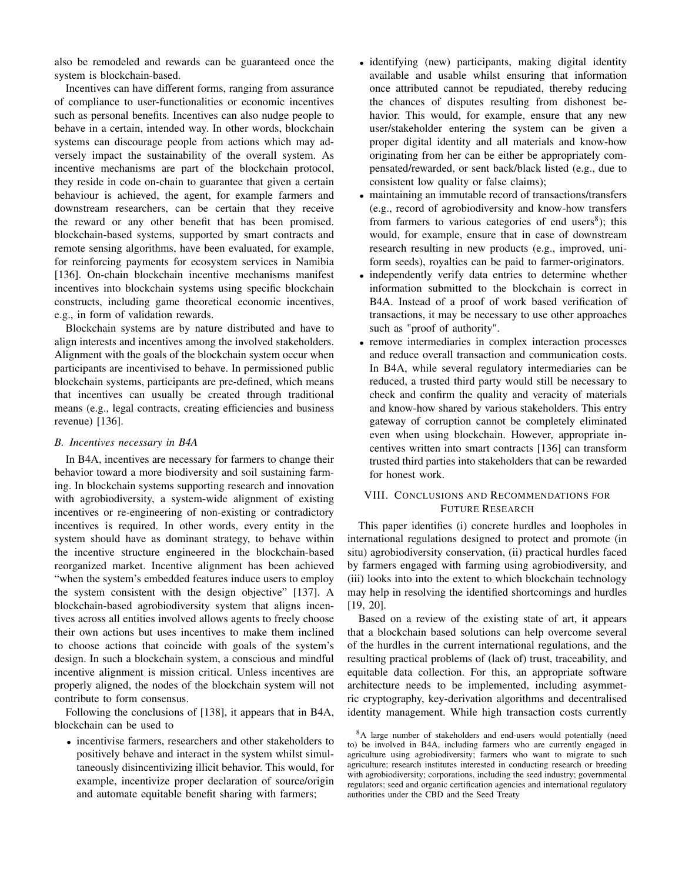also be remodeled and rewards can be guaranteed once the system is blockchain-based.

Incentives can have different forms, ranging from assurance of compliance to user-functionalities or economic incentives such as personal benefits. Incentives can also nudge people to behave in a certain, intended way. In other words, blockchain systems can discourage people from actions which may adversely impact the sustainability of the overall system. As incentive mechanisms are part of the blockchain protocol, they reside in code on-chain to guarantee that given a certain behaviour is achieved, the agent, for example farmers and downstream researchers, can be certain that they receive the reward or any other benefit that has been promised. blockchain-based systems, supported by smart contracts and remote sensing algorithms, have been evaluated, for example, for reinforcing payments for ecosystem services in Namibia [136]. On-chain blockchain incentive mechanisms manifest incentives into blockchain systems using specific blockchain constructs, including game theoretical economic incentives, e.g., in form of validation rewards.

Blockchain systems are by nature distributed and have to align interests and incentives among the involved stakeholders. Alignment with the goals of the blockchain system occur when participants are incentivised to behave. In permissioned public blockchain systems, participants are pre-defined, which means that incentives can usually be created through traditional means (e.g., legal contracts, creating efficiencies and business revenue) [136].

### *B. Incentives necessary in B4A*

In B4A, incentives are necessary for farmers to change their behavior toward a more biodiversity and soil sustaining farming. In blockchain systems supporting research and innovation with agrobiodiversity, a system-wide alignment of existing incentives or re-engineering of non-existing or contradictory incentives is required. In other words, every entity in the system should have as dominant strategy, to behave within the incentive structure engineered in the blockchain-based reorganized market. Incentive alignment has been achieved "when the system's embedded features induce users to employ the system consistent with the design objective" [137]. A blockchain-based agrobiodiversity system that aligns incentives across all entities involved allows agents to freely choose their own actions but uses incentives to make them inclined to choose actions that coincide with goals of the system's design. In such a blockchain system, a conscious and mindful incentive alignment is mission critical. Unless incentives are properly aligned, the nodes of the blockchain system will not contribute to form consensus.

Following the conclusions of [138], it appears that in B4A, blockchain can be used to

- incentivise farmers, researchers and other stakeholders to positively behave and interact in the system whilst simultaneously disincentivizing illicit behavior. This would, for example, incentivize proper declaration of source/origin and automate equitable benefit sharing with farmers;
- identifying (new) participants, making digital identity available and usable whilst ensuring that information once attributed cannot be repudiated, thereby reducing the chances of disputes resulting from dishonest behavior. This would, for example, ensure that any new user/stakeholder entering the system can be given a proper digital identity and all materials and know-how originating from her can be either be appropriately compensated/rewarded, or sent back/black listed (e.g., due to consistent low quality or false claims);
- maintaining an immutable record of transactions/transfers (e.g., record of agrobiodiversity and know-how transfers from farmers to various categories of end users[8]); this would, for example, ensure that in case of downstream research resulting in new products (e.g., improved, uniform seeds), royalties can be paid to farmer-originators.
- independently verify data entries to determine whether information submitted to the blockchain is correct in B4A. Instead of a proof of work based verification of transactions, it may be necessary to use other approaches such as "proof of authority".
- remove intermediaries in complex interaction processes and reduce overall transaction and communication costs. In B4A, while several regulatory intermediaries can be reduced, a trusted third party would still be necessary to check and confirm the quality and veracity of materials and know-how shared by various stakeholders. This entry gateway of corruption cannot be completely eliminated even when using blockchain. However, appropriate incentives written into smart contracts [136] can transform trusted third parties into stakeholders that can be rewarded for honest work.

## VIII. Conclusions and Recommendations for Future Research

This paper identifies (i) concrete hurdles and loopholes in international regulations designed to protect and promote (in situ) agrobiodiversity conservation, (ii) practical hurdles faced by farmers engaged with farming using agrobiodiversity, and (iii) looks into into the extent to which blockchain technology may help in resolving the identified shortcomings and hurdles [19, 20].

Based on a review of the existing state of art, it appears that a blockchain based solutions can help overcome several of the hurdles in the current international regulations, and the resulting practical problems of (lack of) trust, traceability, and equitable data collection. For this, an appropriate software architecture needs to be implemented, including asymmetric cryptography, key-derivation algorithms and decentralised identity management. While high transaction costs currently

[8]A large number of stakeholders and end-users would potentially (need to) be involved in B4A, including farmers who are currently engaged in agriculture using agrobiodiversity; farmers who want to migrate to such agriculture; research institutes interested in conducting research or breeding with agrobiodiversity; corporations, including the seed industry; governmental regulators; seed and organic certification agencies and international regulatory authorities under the CBD and the Seed Treaty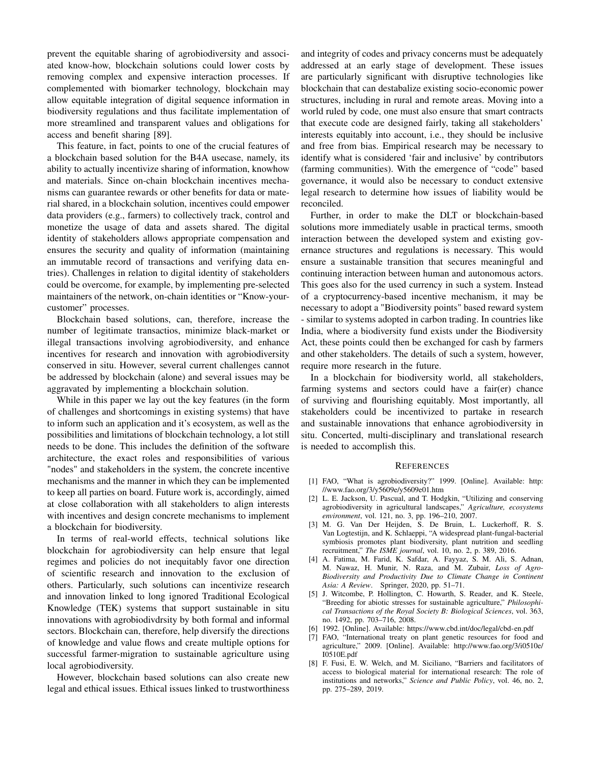prevent the equitable sharing of agrobiodiversity and associated know-how, blockchain solutions could lower costs by removing complex and expensive interaction processes. If complemented with biomarker technology, blockchain may allow equitable integration of digital sequence information in biodiversity regulations and thus facilitate implementation of more streamlined and transparent values and obligations for access and benefit sharing [89].

This feature, in fact, points to one of the crucial features of a blockchain based solution for the B4A usecase, namely, its ability to actually incentivize sharing of information, knowhow and materials. Since on-chain blockchain incentives mechanisms can guarantee rewards or other benefits for data or material shared, in a blockchain solution, incentives could empower data providers (e.g., farmers) to collectively track, control and monetize the usage of data and assets shared. The digital identity of stakeholders allows appropriate compensation and ensures the security and quality of information (maintaining an immutable record of transactions and verifying data entries). Challenges in relation to digital identity of stakeholders could be overcome, for example, by implementing pre-selected maintainers of the network, on-chain identities or "Know-your-customer" processes.

Blockchain based solutions, can, therefore, increase the number of legitimate transactios, minimize black-market or illegal transactions involving agrobiodiversity, and enhance incentives for research and innovation with agrobiodiversity conserved in situ. However, several current challenges cannot be addressed by blockchain (alone) and several issues may be aggravated by implementing a blockchain solution.

While in this paper we lay out the key features (in the form of challenges and shortcomings in existing systems) that have to inform such an application and it's ecosystem, as well as the possibilities and limitations of blockchain technology, a lot still needs to be done. This includes the definition of the software architecture, the exact roles and responsibilities of various "nodes" and stakeholders in the system, the concrete incentive mechanisms and the manner in which they can be implemented to keep all parties on board. Future work is, accordingly, aimed at close collaboration with all stakeholders to align interests with incentives and design concrete mechanisms to implement a blockchain for biodiversity.

In terms of real-world effects, technical solutions like blockchain for agrobiodiversity can help ensure that legal regimes and policies do not inequitably favor one direction of scientific research and innovation to the exclusion of others. Particularly, such solutions can incentivize research and innovation linked to long ignored Traditional Ecological Knowledge (TEK) systems that support sustainable in situ innovations with agrobiodivdrsity by both formal and informal sectors. Blockchain can, therefore, help diversify the directions of knowledge and value flows and create multiple options for successful farmer-migration to sustainable agriculture using local agrobiodiversity.

However, blockchain based solutions can also create new legal and ethical issues. Ethical issues linked to trustworthiness and integrity of codes and privacy concerns must be adequately addressed at an early stage of development. These issues are particularly significant with disruptive technologies like blockchain that can destabalize existing socio-economic power structures, including in rural and remote areas. Moving into a world ruled by code, one must also ensure that smart contracts that execute code are designed fairly, taking all stakeholders' interests equitably into account, i.e., they should be inclusive and free from bias. Empirical research may be necessary to identify what is considered 'fair and inclusive' by contributors (farming communities). With the emergence of "code" based governance, it would also be necessary to conduct extensive legal research to determine how issues of liability would be reconciled.

Further, in order to make the DLT or blockchain-based solutions more immediately usable in practical terms, smooth interaction between the developed system and existing governance structures and regulations is necessary. This would ensure a sustainable transition that secures meaningful and continuing interaction between human and autonomous actors. This goes also for the used currency in such a system. Instead of a cryptocurrency-based incentive mechanism, it may be necessary to adopt a "Biodiversity points" based reward system - similar to systems adopted in carbon trading. In countries like India, where a biodiversity fund exists under the Biodiversity Act, these points could then be exchanged for cash by farmers and other stakeholders. The details of such a system, however, require more research in the future.

In a blockchain for biodiversity world, all stakeholders, farming systems and sectors could have a fair(er) chance of surviving and flourishing equitably. Most importantly, all stakeholders could be incentivized to partake in research and sustainable innovations that enhance agrobiodiversity in situ. Concerted, multi-disciplinary and translational research is needed to accomplish this.

## References

[1] FAO, "What is agrobiodiversity?" 1999. [Online]. Available: http://www.fao.org/3/y5609e/y5609e01.htm

[2] L. E. Jackson, U. Pascual, and T. Hodgkin, "Utilizing and conserving agrobiodiversity in agricultural landscapes," *Agriculture, ecosystems environment*, vol. 121, no. 3, pp. 196–210, 2007.

[3] M. G. Van Der Heijden, S. De Bruin, L. Luckerhoff, R. S. Van Logtestijn, and K. Schlaeppi, "A widespread plant-fungal-bacterial symbiosis promotes plant biodiversity, plant nutrition and seedling recruitment," *The ISME journal*, vol. 10, no. 2, p. 389, 2016.

[4] A. Fatima, M. Farid, K. Safdar, A. Fayyaz, S. M. Ali, S. Adnan, M. Nawaz, H. Munir, N. Raza, and M. Zubair, *Loss of Agro-Biodiversity and Productivity Due to Climate Change in Continent Asia: A Review*. Springer, 2020, pp. 51–71.

[5] J. Witcombe, P. Hollington, C. Howarth, S. Reader, and K. Steele, "Breeding for abiotic stresses for sustainable agriculture," *Philosophical Transactions of the Royal Society B: Biological Sciences*, vol. 363, no. 1492, pp. 703–716, 2008.

[6] 1992. [Online]. Available: https://www.cbd.int/doc/legal/cbd-en.pdf

[7] FAO, "International treaty on plant genetic resources for food and agriculture," 2009. [Online]. Available: http://www.fao.org/3/i0510e/I0510E.pdf

[8] F. Fusi, E. W. Welch, and M. Siciliano, "Barriers and facilitators of access to biological material for international research: The role of institutions and networks," *Science and Public Policy*, vol. 46, no. 2, pp. 275–289, 2019.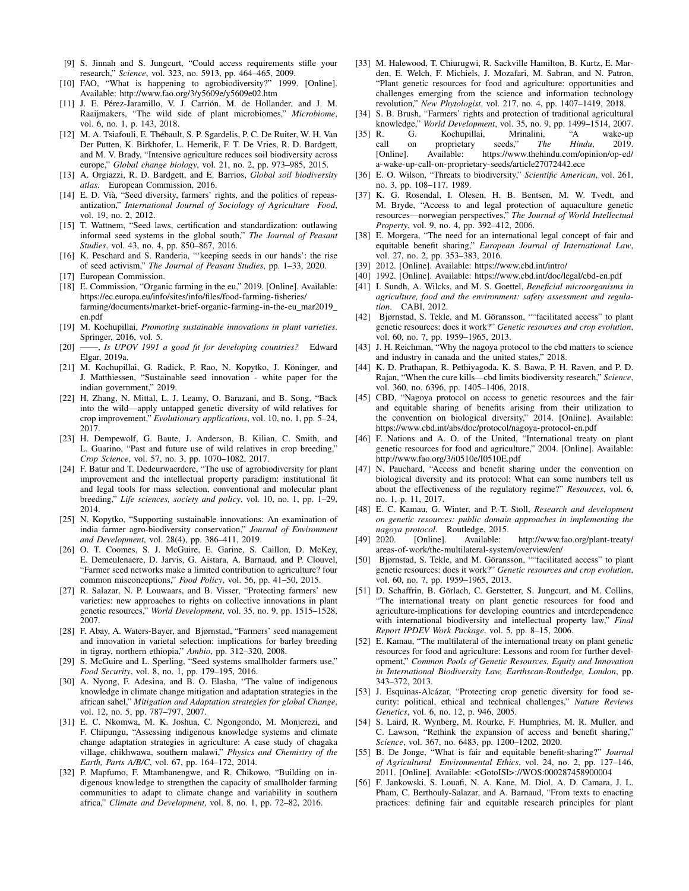[9] S. Jinnah and S. Jungcurt, "Could access requirements stifle your research," *Science*, vol. 323, no. 5913, pp. 464–465, 2009.

[10] FAO, "What is happening to agrobiodiversity?" 1999. [Online]. Available: http://www.fao.org/3/y5609e/y5609e02.htm

[11] J. E. Pérez-Jaramillo, V. J. Carrión, M. de Hollander, and J. M. Raaijmakers, "The wild side of plant microbiomes," *Microbiome*, vol. 6, no. 1, p. 143, 2018.

[12] M. A. Tsiafouli, E. Thébault, S. P. Sgardelis, P. C. De Ruiter, W. H. Van Der Putten, K. Birkhofer, L. Hemerik, F. T. De Vries, R. D. Bardgett, and M. V. Brady, "Intensive agriculture reduces soil biodiversity across europe," *Global change biology*, vol. 21, no. 2, pp. 973–985, 2015.

[13] A. Orgiazzi, R. D. Bardgett, and E. Barrios, *Global soil biodiversity atlas*. European Commission, 2016.

[14] E. D. Vià, "Seed diversity, farmers' rights, and the politics of repeasantization," *International Journal of Sociology of Agriculture Food*, vol. 19, no. 2, 2012.

[15] T. Wattnem, "Seed laws, certification and standardization: outlawing informal seed systems in the global south," *The Journal of Peasant Studies*, vol. 43, no. 4, pp. 850–867, 2016.

[16] K. Peschard and S. Randeria, "'keeping seeds in our hands': the rise of seed activism," *The Journal of Peasant Studies*, pp. 1–33, 2020.

[17] European Commission.

[18] E. Commission, "Organic farming in the eu," 2019. [Online]. Available: https://ec.europa.eu/info/sites/info/files/food-farming-fisheries/farming/documents/market-brief-organic-farming-in-the-eu_mar2019_en.pdf

[19] M. Kochupillai, *Promoting sustainable innovations in plant varieties*. Springer, 2016, vol. 5.

[20] ——, *Is UPOV 1991 a good fit for developing countries?* Edward Elgar, 2019a.

[21] M. Kochupillai, G. Radick, P. Rao, N. Kopytko, J. Köninger, and J. Matthiessen, "Sustainable seed innovation - white paper for the indian government," 2019.

[22] H. Zhang, N. Mittal, L. J. Leamy, O. Barazani, and B. Song, "Back into the wild—apply untapped genetic diversity of wild relatives for crop improvement," *Evolutionary applications*, vol. 10, no. 1, pp. 5–24, 2017.

[23] H. Dempewolf, G. Baute, J. Anderson, B. Kilian, C. Smith, and L. Guarino, "Past and future use of wild relatives in crop breeding," *Crop Science*, vol. 57, no. 3, pp. 1070–1082, 2017.

[24] F. Batur and T. Dedeurwaerdere, "The use of agrobiodiversity for plant improvement and the intellectual property paradigm: institutional fit and legal tools for mass selection, conventional and molecular plant breeding," *Life sciences, society and policy*, vol. 10, no. 1, pp. 1–29, 2014.

[25] N. Kopytko, "Supporting sustainable innovations: An examination of india farmer agro-biodiversity conservation," *Journal of Environment and Development*, vol. 28(4), pp. 386–411, 2019.

[26] O. T. Coomes, S. J. McGuire, E. Garine, S. Caillon, D. McKey, E. Demeulenaere, D. Jarvis, G. Aistara, A. Barnaud, and P. Clouvel, "Farmer seed networks make a limited contribution to agriculture? four common misconceptions," *Food Policy*, vol. 56, pp. 41–50, 2015.

[27] R. Salazar, N. P. Louwaars, and B. Visser, "Protecting farmers' new varieties: new approaches to rights on collective innovations in plant genetic resources," *World Development*, vol. 35, no. 9, pp. 1515–1528, 2007.

[28] F. Abay, A. Waters-Bayer, and Bjørnstad, "Farmers' seed management and innovation in varietal selection: implications for barley breeding in tigray, northern ethiopia," *Ambio*, pp. 312–320, 2008.

[29] S. McGuire and L. Sperling, "Seed systems smallholder farmers use," *Food Security*, vol. 8, no. 1, pp. 179–195, 2016.

[30] A. Nyong, F. Adesina, and B. O. Elasha, "The value of indigenous knowledge in climate change mitigation and adaptation strategies in the african sahel," *Mitigation and Adaptation strategies for global Change*, vol. 12, no. 5, pp. 787–797, 2007.

[31] E. C. Nkomwa, M. K. Joshua, C. Ngongondo, M. Monjerezi, and F. Chipungu, "Assessing indigenous knowledge systems and climate change adaptation strategies in agriculture: A case study of chagaka village, chikhwawa, southern malawi," *Physics and Chemistry of the Earth, Parts A/B/C*, vol. 67, pp. 164–172, 2014.

[32] P. Mapfumo, F. Mtambanengwe, and R. Chikowo, "Building on indigenous knowledge to strengthen the capacity of smallholder farming communities to adapt to climate change and variability in southern africa," *Climate and Development*, vol. 8, no. 1, pp. 72–82, 2016.

[33] M. Halewood, T. Chiurugwi, R. Sackville Hamilton, B. Kurtz, E. Marden, E. Welch, F. Michiels, J. Mozafari, M. Sabran, and N. Patron, "Plant genetic resources for food and agriculture: opportunities and challenges emerging from the science and information technology revolution," *New Phytologist*, vol. 217, no. 4, pp. 1407–1419, 2018.

[34] S. B. Brush, "Farmers' rights and protection of traditional agricultural knowledge," *World Development*, vol. 35, no. 9, pp. 1499–1514, 2007.

[35] R. G. Kochupillai, Mrinalini, "A wake-up call on proprietary seeds," *The Hindu*, 2019. [Online]. Available: https://www.thehindu.com/opinion/op-ed/a-wake-up-call-on-proprietary-seeds/article27072442.ece

[36] E. O. Wilson, "Threats to biodiversity," *Scientific American*, vol. 261, no. 3, pp. 108–117, 1989.

[37] K. G. Rosendal, I. Olesen, H. B. Bentsen, M. W. Tvedt, and M. Bryde, "Access to and legal protection of aquaculture genetic resources—norwegian perspectives," *The Journal of World Intellectual Property*, vol. 9, no. 4, pp. 392–412, 2006.

[38] E. Morgera, "The need for an international legal concept of fair and equitable benefit sharing," *European Journal of International Law*, vol. 27, no. 2, pp. 353–383, 2016.

[39] 2012. [Online]. Available: https://www.cbd.int/intro/

[40] 1992. [Online]. Available: https://www.cbd.int/doc/legal/cbd-en.pdf

[41] I. Sundh, A. Wilcks, and M. S. Goettel, *Beneficial microorganisms in agriculture, food and the environment: safety assessment and regulation*. CABI, 2012.

[42] Bjørnstad, S. Tekle, and M. Göransson, ""facilitated access" to plant genetic resources: does it work?" *Genetic resources and crop evolution*, vol. 60, no. 7, pp. 1959–1965, 2013.

[43] J. H. Reichman, "Why the nagoya protocol to the cbd matters to science and industry in canada and the united states," 2018.

[44] K. D. Prathapan, R. Pethiyagoda, K. S. Bawa, P. H. Raven, and P. D. Rajan, "When the cure kills—cbd limits biodiversity research," *Science*, vol. 360, no. 6396, pp. 1405–1406, 2018.

[45] CBD, "Nagoya protocol on access to genetic resources and the fair and equitable sharing of benefits arising from their utilization to the convention on biological diversity," 2014. [Online]. Available: https://www.cbd.int/abs/doc/protocol/nagoya-protocol-en.pdf

[46] F. Nations and A. O. of the United, "International treaty on plant genetic resources for food and agriculture," 2004. [Online]. Available: http://www.fao.org/3/i0510e/I0510E.pdf

[47] N. Pauchard, "Access and benefit sharing under the convention on biological diversity and its protocol: What can some numbers tell us about the effectiveness of the regulatory regime?" *Resources*, vol. 6, no. 1, p. 11, 2017.

[48] E. C. Kamau, G. Winter, and P.-T. Stoll, *Research and development on genetic resources: public domain approaches in implementing the nagoya protocol*. Routledge, 2015.

[49] 2020. [Online]. Available: http://www.fao.org/plant-treaty/areas-of-work/the-multilateral-system/overview/en/

[50] Bjørnstad, S. Tekle, and M. Göransson, ""facilitated access" to plant genetic resources: does it work?" *Genetic resources and crop evolution*, vol. 60, no. 7, pp. 1959–1965, 2013.

[51] D. Schaffrin, B. Görlach, C. Gerstetter, S. Jungcurt, and M. Collins, "The international treaty on plant genetic resources for food and agriculture-implications for developing countries and interdependence with international biodiversity and intellectual property law," *Final Report IPDEV Work Package*, vol. 5, pp. 8–15, 2006.

[52] E. Kamau, "The multilateral of the international treaty on plant genetic resources for food and agriculture: Lessons and room for further development," *Common Pools of Genetic Resources. Equity and Innovation in International Biodiversity Law, Earthscan-Routledge, London*, pp. 343–372, 2013.

[53] J. Esquinas-Alcázar, "Protecting crop genetic diversity for food security: political, ethical and technical challenges," *Nature Reviews Genetics*, vol. 6, no. 12, p. 946, 2005.

[54] S. Laird, R. Wynberg, M. Rourke, F. Humphries, M. R. Muller, and C. Lawson, "Rethink the expansion of access and benefit sharing," *Science*, vol. 367, no. 6483, pp. 1200–1202, 2020.

[55] B. De Jonge, "What is fair and equitable benefit-sharing?" *Journal of Agricultural Environmental Ethics*, vol. 24, no. 2, pp. 127–146, 2011. [Online]. Available: <GotoISI>://WOS:000287458900004

[56] F. Jankowski, S. Louafi, N. A. Kane, M. Diol, A. D. Camara, J. L. Pham, C. Berthouly-Salazar, and A. Barnaud, "From texts to enacting practices: defining fair and equitable research principles for plant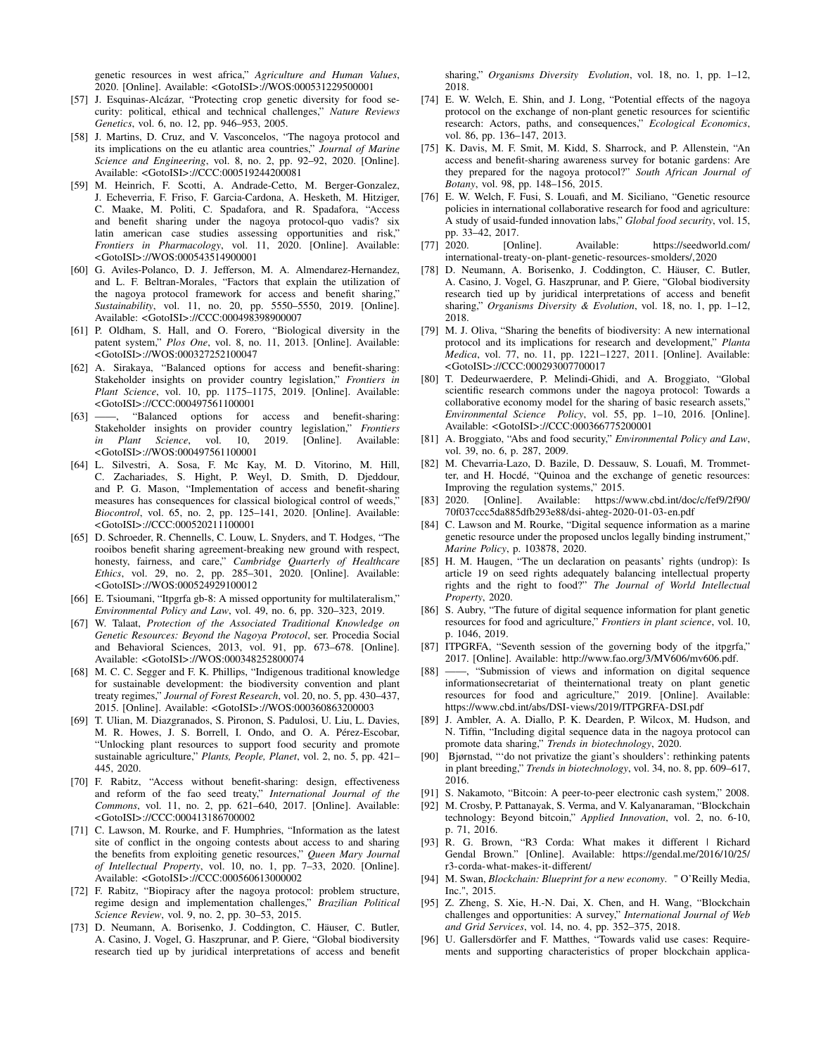genetic resources in west africa," *Agriculture and Human Values*, 2020. [Online]. Available: <GotoISI>://WOS:000531229500001

[57] J. Esquinas-Alcázar, "Protecting crop genetic diversity for food security: political, ethical and technical challenges," *Nature Reviews Genetics*, vol. 6, no. 12, pp. 946–953, 2005.

[58] J. Martins, D. Cruz, and V. Vasconcelos, "The nagoya protocol and its implications on the eu atlantic area countries," *Journal of Marine Science and Engineering*, vol. 8, no. 2, pp. 92–92, 2020. [Online]. Available: <GotoISI>://CCC:000519244200081

[59] M. Heinrich, F. Scotti, A. Andrade-Cetto, M. Berger-Gonzalez, J. Echeverria, F. Friso, F. Garcia-Cardona, A. Hesketh, M. Hitziger, C. Maake, M. Politi, C. Spadafora, and R. Spadafora, "Access and benefit sharing under the nagoya protocol-quo vadis? six latin american case studies assessing opportunities and risk," *Frontiers in Pharmacology*, vol. 11, 2020. [Online]. Available: <GotoISI>://WOS:000543514900001

[60] G. Aviles-Polanco, D. J. Jefferson, M. A. Almendarez-Hernandez, and L. F. Beltran-Morales, "Factors that explain the utilization of the nagoya protocol framework for access and benefit sharing," *Sustainability*, vol. 11, no. 20, pp. 5550–5550, 2019. [Online]. Available: <GotoISI>://CCC:000498398900007

[61] P. Oldham, S. Hall, and O. Forero, "Biological diversity in the patent system," *Plos One*, vol. 8, no. 11, 2013. [Online]. Available: <GotoISI>://WOS:000327252100047

[62] A. Sirakaya, "Balanced options for access and benefit-sharing: Stakeholder insights on provider country legislation," *Frontiers in Plant Science*, vol. 10, pp. 1175–1175, 2019. [Online]. Available: <GotoISI>://CCC:000497561100001

[63] ——, "Balanced options for access and benefit-sharing: Stakeholder insights on provider country legislation," *Frontiers in Plant Science*, vol. 10, 2019. [Online]. Available: <GotoISI>://WOS:000497561100001

[64] L. Silvestri, A. Sosa, F. Mc Kay, M. D. Vitorino, M. Hill, C. Zachariades, S. Hight, P. Weyl, D. Smith, D. Djeddour, and P. G. Mason, "Implementation of access and benefit-sharing measures has consequences for classical biological control of weeds," *Biocontrol*, vol. 65, no. 2, pp. 125–141, 2020. [Online]. Available: <GotoISI>://CCC:000520211100001

[65] D. Schroeder, R. Chennells, C. Louw, L. Snyders, and T. Hodges, "The rooibos benefit sharing agreement-breaking new ground with respect, honesty, fairness, and care," *Cambridge Quarterly of Healthcare Ethics*, vol. 29, no. 2, pp. 285–301, 2020. [Online]. Available: <GotoISI>://WOS:000524929100012

[66] E. Tsioumani, "Itpgrfa gb-8: A missed opportunity for multilateralism," *Environmental Policy and Law*, vol. 49, no. 6, pp. 320–323, 2019.

[67] W. Talaat, *Protection of the Associated Traditional Knowledge on Genetic Resources: Beyond the Nagoya Protocol*, ser. Procedia Social and Behavioral Sciences, 2013, vol. 91, pp. 673–678. [Online]. Available: <GotoISI>://WOS:000348252800074

[68] M. C. C. Segger and F. K. Phillips, "Indigenous traditional knowledge for sustainable development: the biodiversity convention and plant treaty regimes," *Journal of Forest Research*, vol. 20, no. 5, pp. 430–437, 2015. [Online]. Available: <GotoISI>://WOS:000360863200003

[69] T. Ulian, M. Diazgranados, S. Pironon, S. Padulosi, U. Liu, L. Davies, M. R. Howes, J. S. Borrell, I. Ondo, and O. A. Pérez-Escobar, "Unlocking plant resources to support food security and promote sustainable agriculture," *Plants, People, Planet*, vol. 2, no. 5, pp. 421–445, 2020.

[70] F. Rabitz, "Access without benefit-sharing: design, effectiveness and reform of the fao seed treaty," *International Journal of the Commons*, vol. 11, no. 2, pp. 621–640, 2017. [Online]. Available: <GotoISI>://CCC:000413186700002

[71] C. Lawson, M. Rourke, and F. Humphries, "Information as the latest site of conflict in the ongoing contests about access to and sharing the benefits from exploiting genetic resources," *Queen Mary Journal of Intellectual Property*, vol. 10, no. 1, pp. 7–33, 2020. [Online]. Available: <GotoISI>://CCC:000560613000002

[72] F. Rabitz, "Biopiracy after the nagoya protocol: problem structure, regime design and implementation challenges," *Brazilian Political Science Review*, vol. 9, no. 2, pp. 30–53, 2015.

[73] D. Neumann, A. Borisenko, J. Coddington, C. Häuser, C. Butler, A. Casino, J. Vogel, G. Haszprunar, and P. Giere, "Global biodiversity research tied up by juridical interpretations of access and benefit sharing," *Organisms Diversity Evolution*, vol. 18, no. 1, pp. 1–12, 2018.

[74] E. W. Welch, E. Shin, and J. Long, "Potential effects of the nagoya protocol on the exchange of non-plant genetic resources for scientific research: Actors, paths, and consequences," *Ecological Economics*, vol. 86, pp. 136–147, 2013.

[75] K. Davis, M. F. Smit, M. Kidd, S. Sharrock, and P. Allenstein, "An access and benefit-sharing awareness survey for botanic gardens: Are they prepared for the nagoya protocol?" *South African Journal of Botany*, vol. 98, pp. 148–156, 2015.

[76] E. W. Welch, F. Fusi, S. Louafi, and M. Siciliano, "Genetic resource policies in international collaborative research for food and agriculture: A study of usaid-funded innovation labs," *Global food security*, vol. 15, pp. 33–42, 2017.

[77] 2020. [Online]. Available: https://seedworld.com/international-treaty-on-plant-genetic-resources-smolders/,2020

[78] D. Neumann, A. Borisenko, J. Coddington, C. Häuser, C. Butler, A. Casino, J. Vogel, G. Haszprunar, and P. Giere, "Global biodiversity research tied up by juridical interpretations of access and benefit sharing," *Organisms Diversity & Evolution*, vol. 18, no. 1, pp. 1–12, 2018.

[79] M. J. Oliva, "Sharing the benefits of biodiversity: A new international protocol and its implications for research and development," *Planta Medica*, vol. 77, no. 11, pp. 1221–1227, 2011. [Online]. Available: <GotoISI>://CCC:000293007700017

[80] T. Dedeurwaerdere, P. Melindi-Ghidi, and A. Broggiato, "Global scientific research commons under the nagoya protocol: Towards a collaborative economy model for the sharing of basic research assets," *Environmental Science Policy*, vol. 55, pp. 1–10, 2016. [Online]. Available: <GotoISI>://CCC:000366775200001

[81] A. Broggiato, "Abs and food security," *Environmental Policy and Law*, vol. 39, no. 6, p. 287, 2009.

[82] M. Chevarria-Lazo, D. Bazile, D. Dessauw, S. Louafi, M. Trommetter, and H. Hocdé, "Quinoa and the exchange of genetic resources: Improving the regulation systems," 2015.

[83] 2020. [Online]. Available: https://www.cbd.int/doc/c/fef9/2f90/70f037ccc5da885dfb293e88/dsi-ahteg-2020-01-03-en.pdf

[84] C. Lawson and M. Rourke, "Digital sequence information as a marine genetic resource under the proposed unclos legally binding instrument," *Marine Policy*, p. 103878, 2020.

[85] H. M. Haugen, "The un declaration on peasants' rights (undrop): Is article 19 on seed rights adequately balancing intellectual property rights and the right to food?" *The Journal of World Intellectual Property*, 2020.

[86] S. Aubry, "The future of digital sequence information for plant genetic resources for food and agriculture," *Frontiers in plant science*, vol. 10, p. 1046, 2019.

[87] ITPGRFA, "Seventh session of the governing body of the itpgrfa," 2017. [Online]. Available: http://www.fao.org/3/MV606/mv606.pdf.

[88] ——, "Submission of views and information on digital sequence informationsecretariat of theinternational treaty on plant genetic resources for food and agriculture," 2019. [Online]. Available: https://www.cbd.int/abs/DSI-views/2019/ITPGRFA-DSI.pdf

[89] J. Ambler, A. A. Diallo, P. K. Dearden, P. Wilcox, M. Hudson, and N. Tiffin, "Including digital sequence data in the nagoya protocol can promote data sharing," *Trends in biotechnology*, 2020.

[90] Bjørnstad, "'do not privatize the giant's shoulders': rethinking patents in plant breeding," *Trends in biotechnology*, vol. 34, no. 8, pp. 609–617, 2016.

[91] S. Nakamoto, "Bitcoin: A peer-to-peer electronic cash system," 2008.

[92] M. Crosby, P. Pattanayak, S. Verma, and V. Kalyanaraman, "Blockchain technology: Beyond bitcoin," *Applied Innovation*, vol. 2, no. 6-10, p. 71, 2016.

[93] R. G. Brown, "R3 Corda: What makes it different | Richard Gendal Brown." [Online]. Available: https://gendal.me/2016/10/25/r3-corda-what-makes-it-different/

[94] M. Swan, *Blockchain: Blueprint for a new economy.* " O'Reilly Media, Inc.", 2015.

[95] Z. Zheng, S. Xie, H.-N. Dai, X. Chen, and H. Wang, "Blockchain challenges and opportunities: A survey," *International Journal of Web and Grid Services*, vol. 14, no. 4, pp. 352–375, 2018.

[96] U. Gallersdörfer and F. Matthes, "Towards valid use cases: Requirements and supporting characteristics of proper blockchain applica-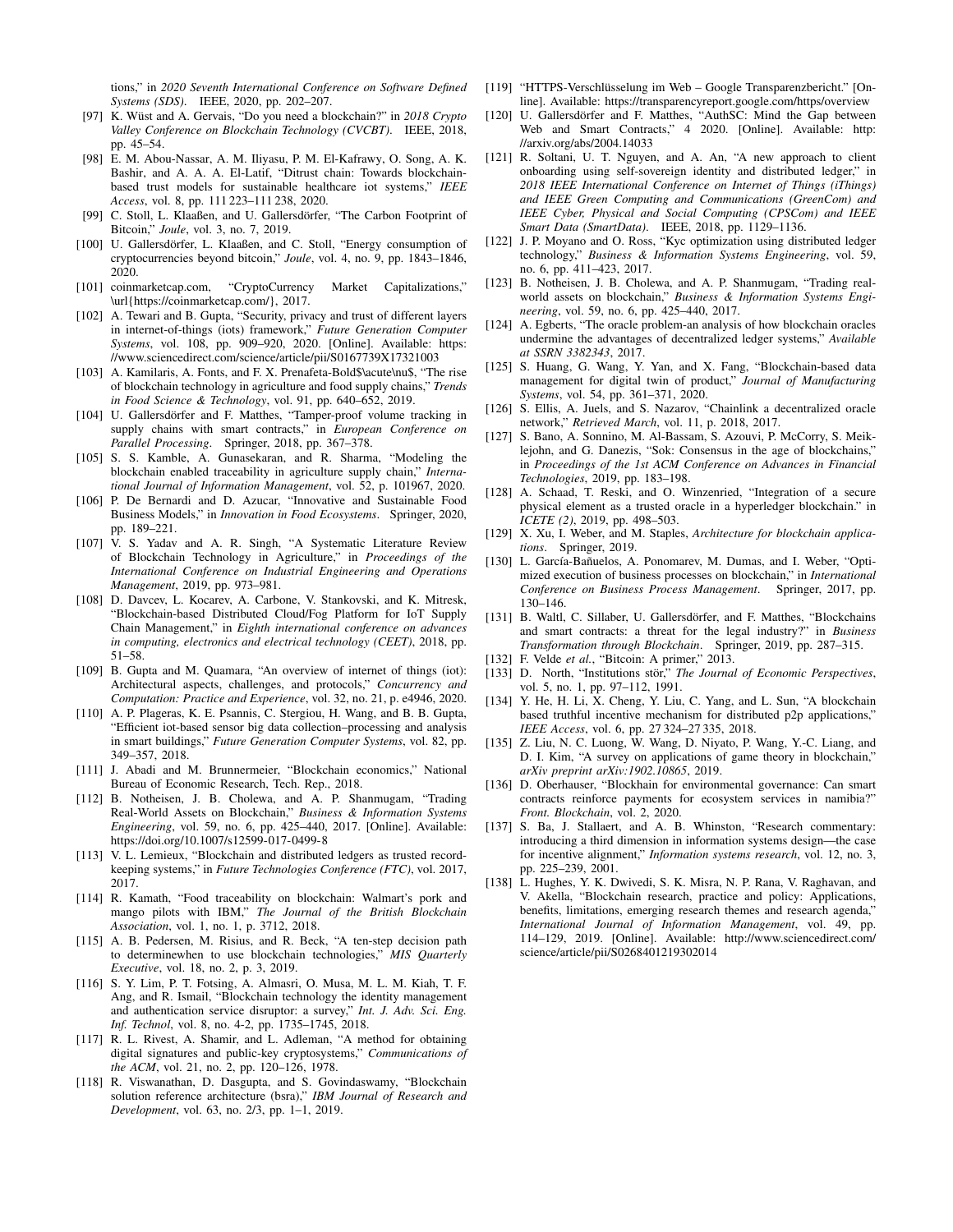tions," in *2020 Seventh International Conference on Software Defined Systems (SDS)*. IEEE, 2020, pp. 202–207.

[97] K. Wüst and A. Gervais, "Do you need a blockchain?" in *2018 Crypto Valley Conference on Blockchain Technology (CVCBT)*. IEEE, 2018, pp. 45–54.

[98] E. M. Abou-Nassar, A. M. Iliyasu, P. M. El-Kafrawy, O. Song, A. K. Bashir, and A. A. A. El-Latif, "Ditrust chain: Towards blockchain-based trust models for sustainable healthcare iot systems," *IEEE Access*, vol. 8, pp. 111 223–111 238, 2020.

[99] C. Stoll, L. Klaaßen, and U. Gallersdörfer, "The Carbon Footprint of Bitcoin," *Joule*, vol. 3, no. 7, 2019.

[100] U. Gallersdörfer, L. Klaaßen, and C. Stoll, "Energy consumption of cryptocurrencies beyond bitcoin," *Joule*, vol. 4, no. 9, pp. 1843–1846, 2020.

[101] coinmarketcap.com, "CryptoCurrency Market Capitalizations," \url{https://coinmarketcap.com/}, 2017.

[102] A. Tewari and B. Gupta, "Security, privacy and trust of different layers in internet-of-things (iots) framework," *Future Generation Computer Systems*, vol. 108, pp. 909–920, 2020. [Online]. Available: https://www.sciencedirect.com/science/article/pii/S0167739X17321003

[103] A. Kamilaris, A. Fonts, and F. X. Prenafeta-Bold$\acute\nu$, "The rise of blockchain technology in agriculture and food supply chains," *Trends in Food Science & Technology*, vol. 91, pp. 640–652, 2019.

[104] U. Gallersdörfer and F. Matthes, "Tamper-proof volume tracking in supply chains with smart contracts," in *European Conference on Parallel Processing*. Springer, 2018, pp. 367–378.

[105] S. S. Kamble, A. Gunasekaran, and R. Sharma, "Modeling the blockchain enabled traceability in agriculture supply chain," *International Journal of Information Management*, vol. 52, p. 101967, 2020.

[106] P. De Bernardi and D. Azucar, "Innovative and Sustainable Food Business Models," in *Innovation in Food Ecosystems*. Springer, 2020, pp. 189–221.

[107] V. S. Yadav and A. R. Singh, "A Systematic Literature Review of Blockchain Technology in Agriculture," in *Proceedings of the International Conference on Industrial Engineering and Operations Management*, 2019, pp. 973–981.

[108] D. Davcev, L. Kocarev, A. Carbone, V. Stankovski, and K. Mitresk, "Blockchain-based Distributed Cloud/Fog Platform for IoT Supply Chain Management," in *Eighth international conference on advances in computing, electronics and electrical technology (CEET)*, 2018, pp. 51–58.

[109] B. Gupta and M. Quamara, "An overview of internet of things (iot): Architectural aspects, challenges, and protocols," *Concurrency and Computation: Practice and Experience*, vol. 32, no. 21, p. e4946, 2020.

[110] A. P. Plageras, K. E. Psannis, C. Stergiou, H. Wang, and B. B. Gupta, "Efficient iot-based sensor big data collection–processing and analysis in smart buildings," *Future Generation Computer Systems*, vol. 82, pp. 349–357, 2018.

[111] J. Abadi and M. Brunnermeier, "Blockchain economics," National Bureau of Economic Research, Tech. Rep., 2018.

[112] B. Notheisen, J. B. Cholewa, and A. P. Shanmugam, "Trading Real-World Assets on Blockchain," *Business & Information Systems Engineering*, vol. 59, no. 6, pp. 425–440, 2017. [Online]. Available: https://doi.org/10.1007/s12599-017-0499-8

[113] V. L. Lemieux, "Blockchain and distributed ledgers as trusted recordkeeping systems," in *Future Technologies Conference (FTC)*, vol. 2017, 2017.

[114] R. Kamath, "Food traceability on blockchain: Walmart's pork and mango pilots with IBM," *The Journal of the British Blockchain Association*, vol. 1, no. 1, p. 3712, 2018.

[115] A. B. Pedersen, M. Risius, and R. Beck, "A ten-step decision path to determinewhen to use blockchain technologies," *MIS Quarterly Executive*, vol. 18, no. 2, p. 3, 2019.

[116] S. Y. Lim, P. T. Fotsing, A. Almasri, O. Musa, M. L. M. Kiah, T. F. Ang, and R. Ismail, "Blockchain technology the identity management and authentication service disruptor: a survey," *Int. J. Adv. Sci. Eng. Inf. Technol*, vol. 8, no. 4-2, pp. 1735–1745, 2018.

[117] R. L. Rivest, A. Shamir, and L. Adleman, "A method for obtaining digital signatures and public-key cryptosystems," *Communications of the ACM*, vol. 21, no. 2, pp. 120–126, 1978.

[118] R. Viswanathan, D. Dasgupta, and S. Govindaswamy, "Blockchain solution reference architecture (bsra)," *IBM Journal of Research and Development*, vol. 63, no. 2/3, pp. 1–1, 2019.

[119] "HTTPS-Verschlüsselung im Web – Google Transparenzbericht." [Online]. Available: https://transparencyreport.google.com/https/overview

[120] U. Gallersdörfer and F. Matthes, "AuthSC: Mind the Gap between Web and Smart Contracts," 4 2020. [Online]. Available: http://arxiv.org/abs/2004.14033

[121] R. Soltani, U. T. Nguyen, and A. An, "A new approach to client onboarding using self-sovereign identity and distributed ledger," in *2018 IEEE International Conference on Internet of Things (iThings) and IEEE Green Computing and Communications (GreenCom) and IEEE Cyber, Physical and Social Computing (CPSCom) and IEEE Smart Data (SmartData)*. IEEE, 2018, pp. 1129–1136.

[122] J. P. Moyano and O. Ross, "Kyc optimization using distributed ledger technology," *Business & Information Systems Engineering*, vol. 59, no. 6, pp. 411–423, 2017.

[123] B. Notheisen, J. B. Cholewa, and A. P. Shanmugam, "Trading real-world assets on blockchain," *Business & Information Systems Engineering*, vol. 59, no. 6, pp. 425–440, 2017.

[124] A. Egberts, "The oracle problem-an analysis of how blockchain oracles undermine the advantages of decentralized ledger systems," *Available at SSRN 3382343*, 2017.

[125] S. Huang, G. Wang, Y. Yan, and X. Fang, "Blockchain-based data management for digital twin of product," *Journal of Manufacturing Systems*, vol. 54, pp. 361–371, 2020.

[126] S. Ellis, A. Juels, and S. Nazarov, "Chainlink a decentralized oracle network," *Retrieved March*, vol. 11, p. 2018, 2017.

[127] S. Bano, A. Sonnino, M. Al-Bassam, S. Azouvi, P. McCorry, S. Meiklejohn, and G. Danezis, "Sok: Consensus in the age of blockchains," in *Proceedings of the 1st ACM Conference on Advances in Financial Technologies*, 2019, pp. 183–198.

[128] A. Schaad, T. Reski, and O. Winzenried, "Integration of a secure physical element as a trusted oracle in a hyperledger blockchain." in *ICETE (2)*, 2019, pp. 498–503.

[129] X. Xu, I. Weber, and M. Staples, *Architecture for blockchain applications*. Springer, 2019.

[130] L. García-Bañuelos, A. Ponomarev, M. Dumas, and I. Weber, "Optimized execution of business processes on blockchain," in *International Conference on Business Process Management*. Springer, 2017, pp. 130–146.

[131] B. Waltl, C. Sillaber, U. Gallersdörfer, and F. Matthes, "Blockchains and smart contracts: a threat for the legal industry?" in *Business Transformation through Blockchain*. Springer, 2019, pp. 287–315.

[132] F. Velde *et al.*, "Bitcoin: A primer," 2013.

[133] D. North, "Institutions stör," *The Journal of Economic Perspectives*, vol. 5, no. 1, pp. 97–112, 1991.

[134] Y. He, H. Li, X. Cheng, Y. Liu, C. Yang, and L. Sun, "A blockchain based truthful incentive mechanism for distributed p2p applications," *IEEE Access*, vol. 6, pp. 27 324–27 335, 2018.

[135] Z. Liu, N. C. Luong, W. Wang, D. Niyato, P. Wang, Y.-C. Liang, and D. I. Kim, "A survey on applications of game theory in blockchain," *arXiv preprint arXiv:1902.10865*, 2019.

[136] D. Oberhauser, "Blockchain for environmental governance: Can smart contracts reinforce payments for ecosystem services in namibia?" *Front. Blockchain*, vol. 2, 2020.

[137] S. Ba, J. Stallaert, and A. B. Whinston, "Research commentary: introducing a third dimension in information systems design—the case for incentive alignment," *Information systems research*, vol. 12, no. 3, pp. 225–239, 2001.

[138] L. Hughes, Y. K. Dwivedi, S. K. Misra, N. P. Rana, V. Raghavan, and V. Akella, "Blockchain research, practice and policy: Applications, benefits, limitations, emerging research themes and research agenda," *International Journal of Information Management*, vol. 49, pp. 114–129, 2019. [Online]. Available: http://www.sciencedirect.com/science/article/pii/S0268401219302014